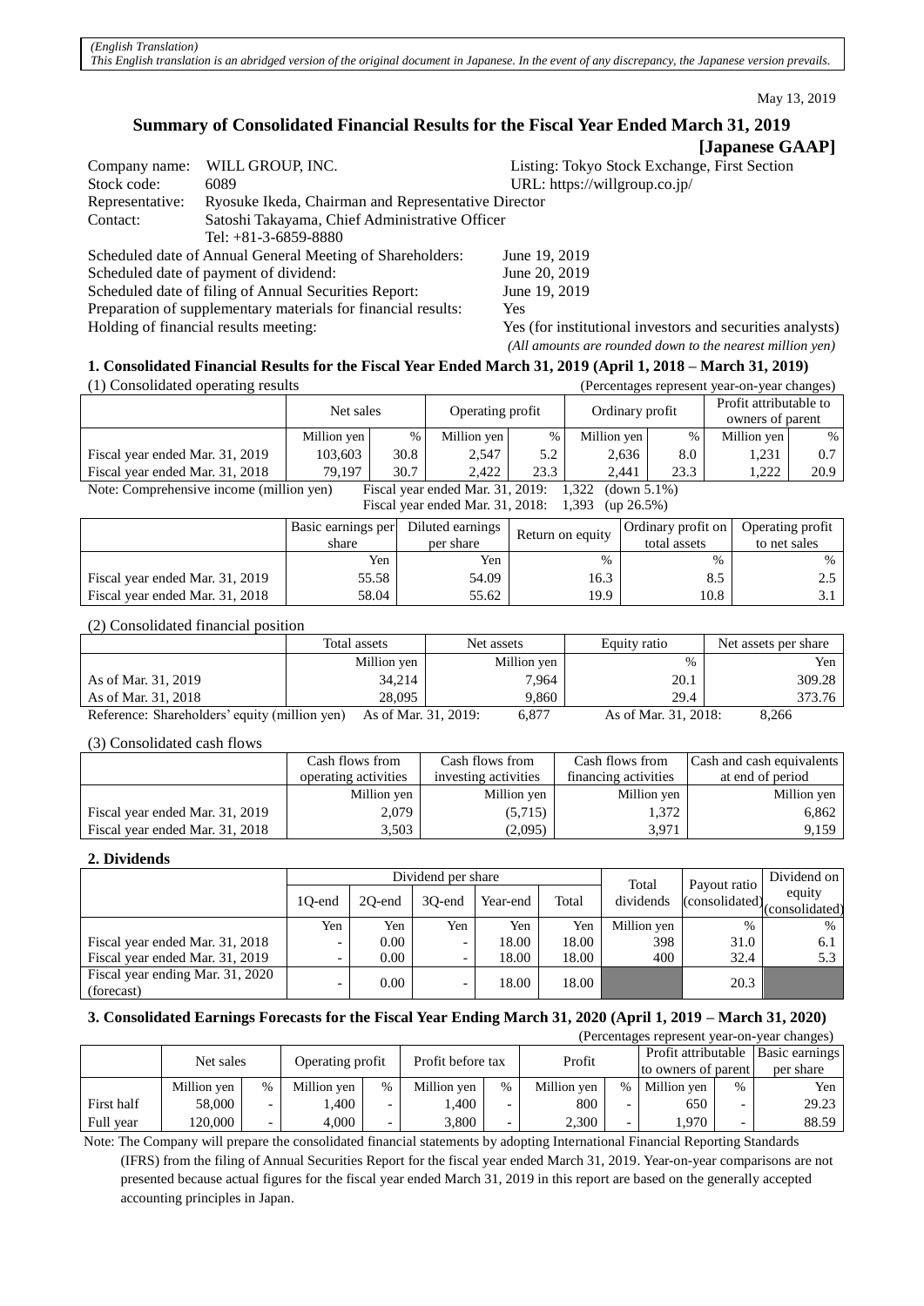*(English Translation)*
*This English translation is an abridged version of the original document in Japanese. In the event of any discrepancy, the Japanese version prevails.*

May 13, 2019

# Summary of Consolidated Financial Results for the Fiscal Year Ended March 31, 2019 [Japanese GAAP]

Company name: WILL GROUP, INC.
Listing: Tokyo Stock Exchange, First Section
Stock code: 6089
URL: https://willgroup.co.jp/
Representative: Ryosuke Ikeda, Chairman and Representative Director
Contact: Satoshi Takayama, Chief Administrative Officer
Tel: +81-3-6859-8880

Scheduled date of Annual General Meeting of Shareholders: June 19, 2019
Scheduled date of payment of dividend: June 20, 2019
Scheduled date of filing of Annual Securities Report: June 19, 2019
Preparation of supplementary materials for financial results: Yes
Holding of financial results meeting: Yes (for institutional investors and securities analysts)

*(All amounts are rounded down to the nearest million yen)*

## 1. Consolidated Financial Results for the Fiscal Year Ended March 31, 2019 (April 1, 2018 – March 31, 2019)

(1) Consolidated operating results (Percentages represent year-on-year changes)

| | Net sales | | Operating profit | | Ordinary profit | | Profit attributable to owners of parent | |
|---|---|---|---|---|---|---|---|---|
| | Million yen | % | Million yen | % | Million yen | % | Million yen | % |
| Fiscal year ended Mar. 31, 2019 | 103,603 | 30.8 | 2,547 | 5.2 | 2,636 | 8.0 | 1,231 | 0.7 |
| Fiscal year ended Mar. 31, 2018 | 79,197 | 30.7 | 2,422 | 23.3 | 2,441 | 23.3 | 1,222 | 20.9 |

Note: Comprehensive income (million yen) Fiscal year ended Mar. 31, 2019: 1,322 (down 5.1%)
Fiscal year ended Mar. 31, 2018: 1,393 (up 26.5%)

| | Basic earnings per share | Diluted earnings per share | Return on equity | Ordinary profit on total assets | Operating profit to net sales |
|---|---|---|---|---|---|
| | Yen | Yen | % | % | % |
| Fiscal year ended Mar. 31, 2019 | 55.58 | 54.09 | 16.3 | 8.5 | 2.5 |
| Fiscal year ended Mar. 31, 2018 | 58.04 | 55.62 | 19.9 | 10.8 | 3.1 |

(2) Consolidated financial position

| | Total assets | Net assets | Equity ratio | Net assets per share |
|---|---|---|---|---|
| | Million yen | Million yen | % | Yen |
| As of Mar. 31, 2019 | 34,214 | 7,964 | 20.1 | 309.28 |
| As of Mar. 31, 2018 | 28,095 | 9,860 | 29.4 | 373.76 |

Reference: Shareholders' equity (million yen) As of Mar. 31, 2019: 6,877 As of Mar. 31, 2018: 8,266

(3) Consolidated cash flows

| | Cash flows from operating activities | Cash flows from investing activities | Cash flows from financing activities | Cash and cash equivalents at end of period |
|---|---|---|---|---|
| | Million yen | Million yen | Million yen | Million yen |
| Fiscal year ended Mar. 31, 2019 | 2,079 | (5,715) | 1,372 | 6,862 |
| Fiscal year ended Mar. 31, 2018 | 3,503 | (2,095) | 3,971 | 9,159 |

## 2. Dividends

| | Dividend per share | | | | | Total dividends | Payout ratio (consolidated) | Dividend on equity (consolidated) |
|---|---|---|---|---|---|---|---|---|
| | 1Q-end | 2Q-end | 3Q-end | Year-end | Total | | | |
| | Yen | Yen | Yen | Yen | Yen | Million yen | % | % |
| Fiscal year ended Mar. 31, 2018 | - | 0.00 | - | 18.00 | 18.00 | 398 | 31.0 | 6.1 |
| Fiscal year ended Mar. 31, 2019 | - | 0.00 | - | 18.00 | 18.00 | 400 | 32.4 | 5.3 |
| Fiscal year ending Mar. 31, 2020 (forecast) | - | 0.00 | - | 18.00 | 18.00 | | 20.3 | |

## 3. Consolidated Earnings Forecasts for the Fiscal Year Ending March 31, 2020 (April 1, 2019 – March 31, 2020)

(Percentages represent year-on-year changes)

| | Net sales | | Operating profit | | Profit before tax | | Profit | | Profit attributable to owners of parent | | Basic earnings per share |
|---|---|---|---|---|---|---|---|---|---|---|---|
| | Million yen | % | Million yen | % | Million yen | % | Million yen | % | Million yen | % | Yen |
| First half | 58,000 | - | 1,400 | - | 1,400 | - | 800 | - | 650 | - | 29.23 |
| Full year | 120,000 | - | 4,000 | - | 3,800 | - | 2,300 | - | 1,970 | - | 88.59 |

Note: The Company will prepare the consolidated financial statements by adopting International Financial Reporting Standards (IFRS) from the filing of Annual Securities Report for the fiscal year ended March 31, 2019. Year-on-year comparisons are not presented because actual figures for the fiscal year ended March 31, 2019 in this report are based on the generally accepted accounting principles in Japan.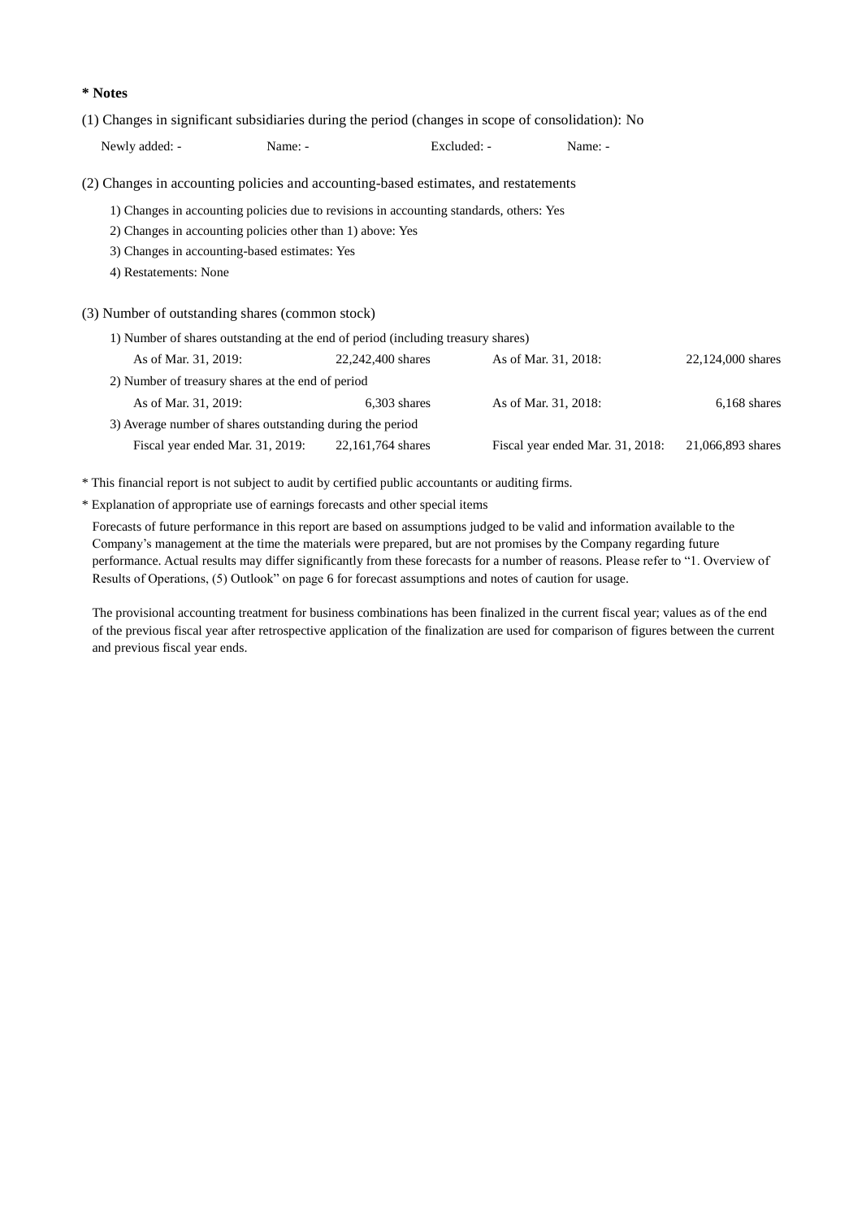**\* Notes**

(1) Changes in significant subsidiaries during the period (changes in scope of consolidation): No

| Newly added: - | Name: - | Excluded: - | Name: - |
|---|---|---|---|

(2) Changes in accounting policies and accounting-based estimates, and restatements

1) Changes in accounting policies due to revisions in accounting standards, others: Yes
2) Changes in accounting policies other than 1) above: Yes
3) Changes in accounting-based estimates: Yes
4) Restatements: None

(3) Number of outstanding shares (common stock)

1) Number of shares outstanding at the end of period (including treasury shares)

| As of Mar. 31, 2019: | 22,242,400 shares | As of Mar. 31, 2018: | 22,124,000 shares |
|---|---|---|---|

2) Number of treasury shares at the end of period

| As of Mar. 31, 2019: | 6,303 shares | As of Mar. 31, 2018: | 6,168 shares |
|---|---|---|---|

3) Average number of shares outstanding during the period

| Fiscal year ended Mar. 31, 2019: | 22,161,764 shares | Fiscal year ended Mar. 31, 2018: | 21,066,893 shares |
|---|---|---|---|

\* This financial report is not subject to audit by certified public accountants or auditing firms.

\* Explanation of appropriate use of earnings forecasts and other special items

Forecasts of future performance in this report are based on assumptions judged to be valid and information available to the Company's management at the time the materials were prepared, but are not promises by the Company regarding future performance. Actual results may differ significantly from these forecasts for a number of reasons. Please refer to "1. Overview of Results of Operations, (5) Outlook" on page 6 for forecast assumptions and notes of caution for usage.

The provisional accounting treatment for business combinations has been finalized in the current fiscal year; values as of the end of the previous fiscal year after retrospective application of the finalization are used for comparison of figures between the current and previous fiscal year ends.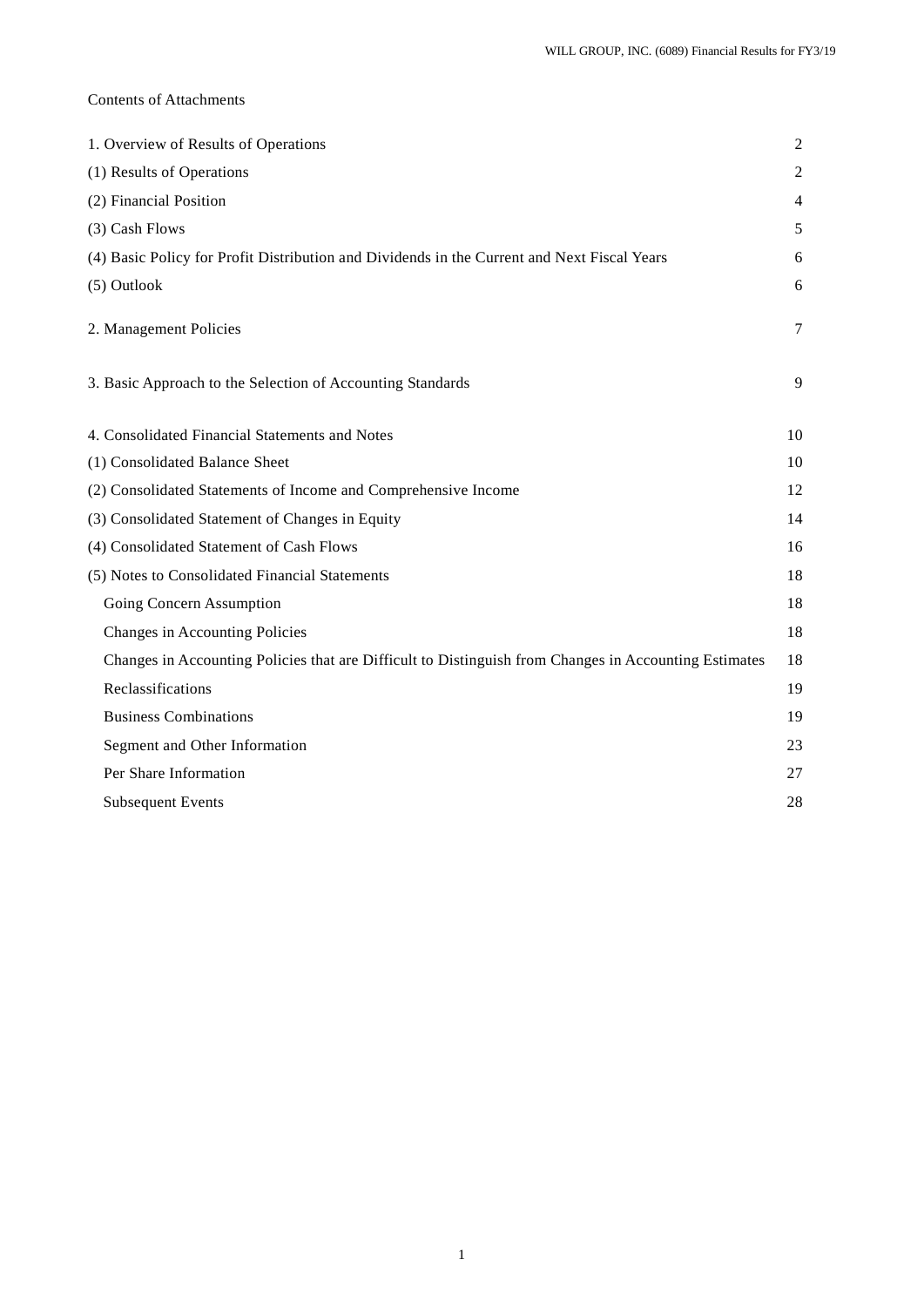Contents of Attachments

| | |
|---|---|
| 1. Overview of Results of Operations | 2 |
| (1) Results of Operations | 2 |
| (2) Financial Position | 4 |
| (3) Cash Flows | 5 |
| (4) Basic Policy for Profit Distribution and Dividends in the Current and Next Fiscal Years | 6 |
| (5) Outlook | 6 |
| 2. Management Policies | 7 |
| 3. Basic Approach to the Selection of Accounting Standards | 9 |
| 4. Consolidated Financial Statements and Notes | 10 |
| (1) Consolidated Balance Sheet | 10 |
| (2) Consolidated Statements of Income and Comprehensive Income | 12 |
| (3) Consolidated Statement of Changes in Equity | 14 |
| (4) Consolidated Statement of Cash Flows | 16 |
| (5) Notes to Consolidated Financial Statements | 18 |
| Going Concern Assumption | 18 |
| Changes in Accounting Policies | 18 |
| Changes in Accounting Policies that are Difficult to Distinguish from Changes in Accounting Estimates | 18 |
| Reclassifications | 19 |
| Business Combinations | 19 |
| Segment and Other Information | 23 |
| Per Share Information | 27 |
| Subsequent Events | 28 |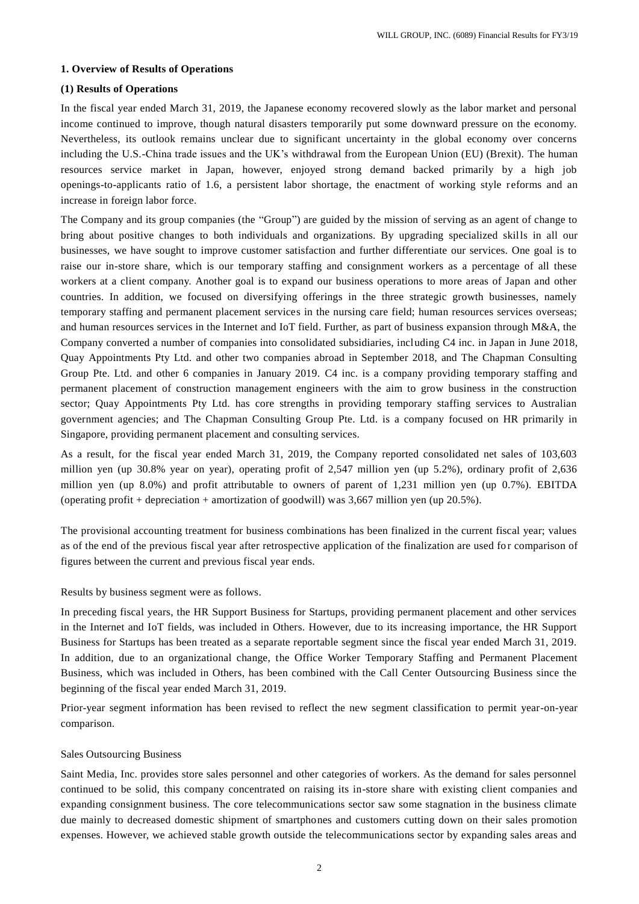## 1. Overview of Results of Operations

### (1) Results of Operations

In the fiscal year ended March 31, 2019, the Japanese economy recovered slowly as the labor market and personal income continued to improve, though natural disasters temporarily put some downward pressure on the economy. Nevertheless, its outlook remains unclear due to significant uncertainty in the global economy over concerns including the U.S.-China trade issues and the UK's withdrawal from the European Union (EU) (Brexit). The human resources service market in Japan, however, enjoyed strong demand backed primarily by a high job openings-to-applicants ratio of 1.6, a persistent labor shortage, the enactment of working style reforms and an increase in foreign labor force.

The Company and its group companies (the "Group") are guided by the mission of serving as an agent of change to bring about positive changes to both individuals and organizations. By upgrading specialized skills in all our businesses, we have sought to improve customer satisfaction and further differentiate our services. One goal is to raise our in-store share, which is our temporary staffing and consignment workers as a percentage of all these workers at a client company. Another goal is to expand our business operations to more areas of Japan and other countries. In addition, we focused on diversifying offerings in the three strategic growth businesses, namely temporary staffing and permanent placement services in the nursing care field; human resources services overseas; and human resources services in the Internet and IoT field. Further, as part of business expansion through M&A, the Company converted a number of companies into consolidated subsidiaries, including C4 inc. in Japan in June 2018, Quay Appointments Pty Ltd. and other two companies abroad in September 2018, and The Chapman Consulting Group Pte. Ltd. and other 6 companies in January 2019. C4 inc. is a company providing temporary staffing and permanent placement of construction management engineers with the aim to grow business in the construction sector; Quay Appointments Pty Ltd. has core strengths in providing temporary staffing services to Australian government agencies; and The Chapman Consulting Group Pte. Ltd. is a company focused on HR primarily in Singapore, providing permanent placement and consulting services.

As a result, for the fiscal year ended March 31, 2019, the Company reported consolidated net sales of 103,603 million yen (up 30.8% year on year), operating profit of 2,547 million yen (up 5.2%), ordinary profit of 2,636 million yen (up 8.0%) and profit attributable to owners of parent of 1,231 million yen (up 0.7%). EBITDA (operating profit + depreciation + amortization of goodwill) was 3,667 million yen (up 20.5%).

The provisional accounting treatment for business combinations has been finalized in the current fiscal year; values as of the end of the previous fiscal year after retrospective application of the finalization are used for comparison of figures between the current and previous fiscal year ends.

Results by business segment were as follows.

In preceding fiscal years, the HR Support Business for Startups, providing permanent placement and other services in the Internet and IoT fields, was included in Others. However, due to its increasing importance, the HR Support Business for Startups has been treated as a separate reportable segment since the fiscal year ended March 31, 2019. In addition, due to an organizational change, the Office Worker Temporary Staffing and Permanent Placement Business, which was included in Others, has been combined with the Call Center Outsourcing Business since the beginning of the fiscal year ended March 31, 2019.

Prior-year segment information has been revised to reflect the new segment classification to permit year-on-year comparison.

Sales Outsourcing Business

Saint Media, Inc. provides store sales personnel and other categories of workers. As the demand for sales personnel continued to be solid, this company concentrated on raising its in-store share with existing client companies and expanding consignment business. The core telecommunications sector saw some stagnation in the business climate due mainly to decreased domestic shipment of smartphones and customers cutting down on their sales promotion expenses. However, we achieved stable growth outside the telecommunications sector by expanding sales areas and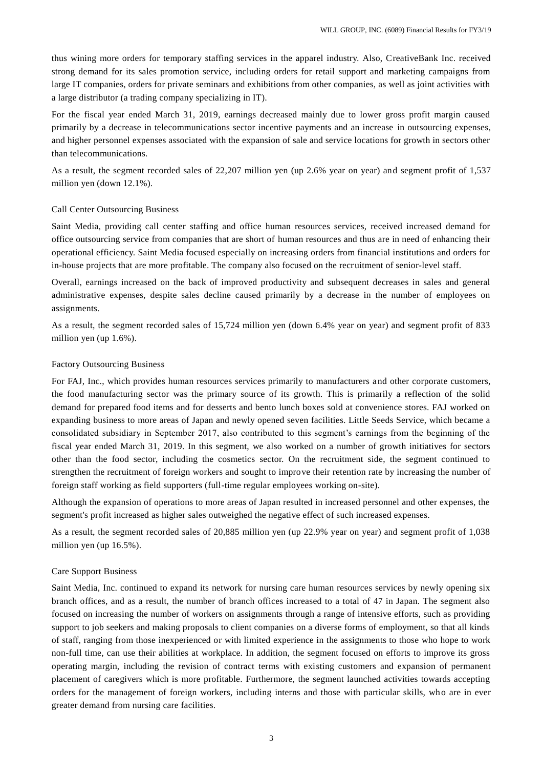thus wining more orders for temporary staffing services in the apparel industry. Also, CreativeBank Inc. received strong demand for its sales promotion service, including orders for retail support and marketing campaigns from large IT companies, orders for private seminars and exhibitions from other companies, as well as joint activities with a large distributor (a trading company specializing in IT).

For the fiscal year ended March 31, 2019, earnings decreased mainly due to lower gross profit margin caused primarily by a decrease in telecommunications sector incentive payments and an increase in outsourcing expenses, and higher personnel expenses associated with the expansion of sale and service locations for growth in sectors other than telecommunications.

As a result, the segment recorded sales of 22,207 million yen (up 2.6% year on year) and segment profit of 1,537 million yen (down 12.1%).

Call Center Outsourcing Business

Saint Media, providing call center staffing and office human resources services, received increased demand for office outsourcing service from companies that are short of human resources and thus are in need of enhancing their operational efficiency. Saint Media focused especially on increasing orders from financial institutions and orders for in-house projects that are more profitable. The company also focused on the recruitment of senior-level staff.

Overall, earnings increased on the back of improved productivity and subsequent decreases in sales and general administrative expenses, despite sales decline caused primarily by a decrease in the number of employees on assignments.

As a result, the segment recorded sales of 15,724 million yen (down 6.4% year on year) and segment profit of 833 million yen (up 1.6%).

Factory Outsourcing Business

For FAJ, Inc., which provides human resources services primarily to manufacturers and other corporate customers, the food manufacturing sector was the primary source of its growth. This is primarily a reflection of the solid demand for prepared food items and for desserts and bento lunch boxes sold at convenience stores. FAJ worked on expanding business to more areas of Japan and newly opened seven facilities. Little Seeds Service, which became a consolidated subsidiary in September 2017, also contributed to this segment's earnings from the beginning of the fiscal year ended March 31, 2019. In this segment, we also worked on a number of growth initiatives for sectors other than the food sector, including the cosmetics sector. On the recruitment side, the segment continued to strengthen the recruitment of foreign workers and sought to improve their retention rate by increasing the number of foreign staff working as field supporters (full-time regular employees working on-site).

Although the expansion of operations to more areas of Japan resulted in increased personnel and other expenses, the segment's profit increased as higher sales outweighed the negative effect of such increased expenses.

As a result, the segment recorded sales of 20,885 million yen (up 22.9% year on year) and segment profit of 1,038 million yen (up 16.5%).

Care Support Business

Saint Media, Inc. continued to expand its network for nursing care human resources services by newly opening six branch offices, and as a result, the number of branch offices increased to a total of 47 in Japan. The segment also focused on increasing the number of workers on assignments through a range of intensive efforts, such as providing support to job seekers and making proposals to client companies on a diverse forms of employment, so that all kinds of staff, ranging from those inexperienced or with limited experience in the assignments to those who hope to work non-full time, can use their abilities at workplace. In addition, the segment focused on efforts to improve its gross operating margin, including the revision of contract terms with existing customers and expansion of permanent placement of caregivers which is more profitable. Furthermore, the segment launched activities towards accepting orders for the management of foreign workers, including interns and those with particular skills, who are in ever greater demand from nursing care facilities.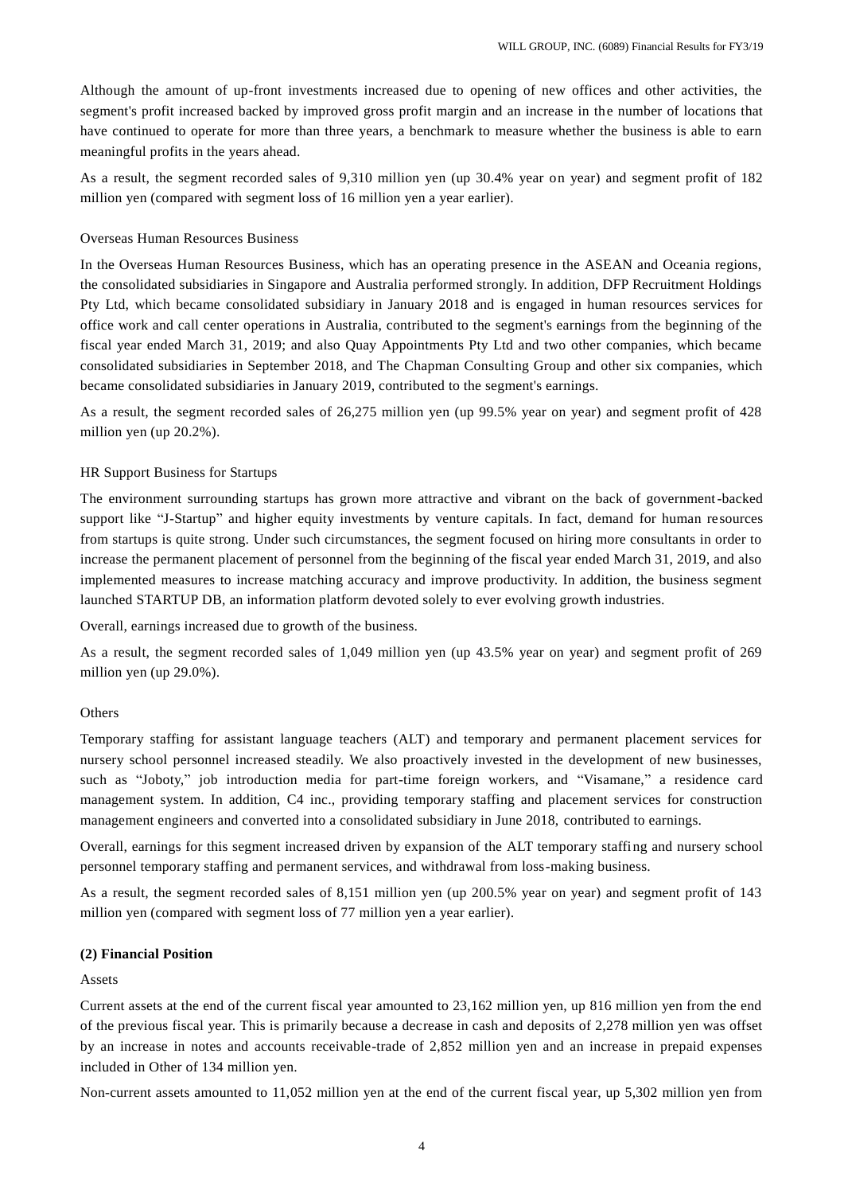Although the amount of up-front investments increased due to opening of new offices and other activities, the segment's profit increased backed by improved gross profit margin and an increase in the number of locations that have continued to operate for more than three years, a benchmark to measure whether the business is able to earn meaningful profits in the years ahead.

As a result, the segment recorded sales of 9,310 million yen (up 30.4% year on year) and segment profit of 182 million yen (compared with segment loss of 16 million yen a year earlier).

Overseas Human Resources Business

In the Overseas Human Resources Business, which has an operating presence in the ASEAN and Oceania regions, the consolidated subsidiaries in Singapore and Australia performed strongly. In addition, DFP Recruitment Holdings Pty Ltd, which became consolidated subsidiary in January 2018 and is engaged in human resources services for office work and call center operations in Australia, contributed to the segment's earnings from the beginning of the fiscal year ended March 31, 2019; and also Quay Appointments Pty Ltd and two other companies, which became consolidated subsidiaries in September 2018, and The Chapman Consulting Group and other six companies, which became consolidated subsidiaries in January 2019, contributed to the segment's earnings.

As a result, the segment recorded sales of 26,275 million yen (up 99.5% year on year) and segment profit of 428 million yen (up 20.2%).

HR Support Business for Startups

The environment surrounding startups has grown more attractive and vibrant on the back of government-backed support like "J-Startup" and higher equity investments by venture capitals. In fact, demand for human resources from startups is quite strong. Under such circumstances, the segment focused on hiring more consultants in order to increase the permanent placement of personnel from the beginning of the fiscal year ended March 31, 2019, and also implemented measures to increase matching accuracy and improve productivity. In addition, the business segment launched STARTUP DB, an information platform devoted solely to ever evolving growth industries.

Overall, earnings increased due to growth of the business.

As a result, the segment recorded sales of 1,049 million yen (up 43.5% year on year) and segment profit of 269 million yen (up 29.0%).

Others

Temporary staffing for assistant language teachers (ALT) and temporary and permanent placement services for nursery school personnel increased steadily. We also proactively invested in the development of new businesses, such as "Joboty," job introduction media for part-time foreign workers, and "Visamane," a residence card management system. In addition, C4 inc., providing temporary staffing and placement services for construction management engineers and converted into a consolidated subsidiary in June 2018, contributed to earnings.

Overall, earnings for this segment increased driven by expansion of the ALT temporary staffing and nursery school personnel temporary staffing and permanent services, and withdrawal from loss-making business.

As a result, the segment recorded sales of 8,151 million yen (up 200.5% year on year) and segment profit of 143 million yen (compared with segment loss of 77 million yen a year earlier).

**(2) Financial Position**

Assets

Current assets at the end of the current fiscal year amounted to 23,162 million yen, up 816 million yen from the end of the previous fiscal year. This is primarily because a decrease in cash and deposits of 2,278 million yen was offset by an increase in notes and accounts receivable-trade of 2,852 million yen and an increase in prepaid expenses included in Other of 134 million yen.

Non-current assets amounted to 11,052 million yen at the end of the current fiscal year, up 5,302 million yen from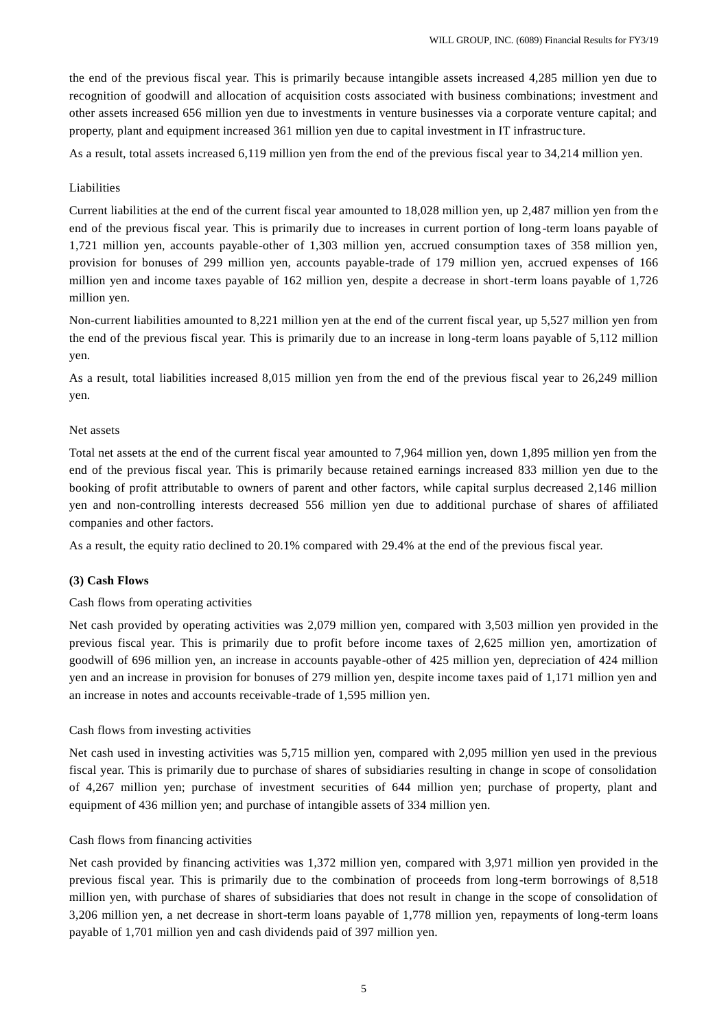the end of the previous fiscal year. This is primarily because intangible assets increased 4,285 million yen due to recognition of goodwill and allocation of acquisition costs associated with business combinations; investment and other assets increased 656 million yen due to investments in venture businesses via a corporate venture capital; and property, plant and equipment increased 361 million yen due to capital investment in IT infrastructure.

As a result, total assets increased 6,119 million yen from the end of the previous fiscal year to 34,214 million yen.

Liabilities

Current liabilities at the end of the current fiscal year amounted to 18,028 million yen, up 2,487 million yen from the end of the previous fiscal year. This is primarily due to increases in current portion of long-term loans payable of 1,721 million yen, accounts payable-other of 1,303 million yen, accrued consumption taxes of 358 million yen, provision for bonuses of 299 million yen, accounts payable-trade of 179 million yen, accrued expenses of 166 million yen and income taxes payable of 162 million yen, despite a decrease in short-term loans payable of 1,726 million yen.

Non-current liabilities amounted to 8,221 million yen at the end of the current fiscal year, up 5,527 million yen from the end of the previous fiscal year. This is primarily due to an increase in long-term loans payable of 5,112 million yen.

As a result, total liabilities increased 8,015 million yen from the end of the previous fiscal year to 26,249 million yen.

Net assets

Total net assets at the end of the current fiscal year amounted to 7,964 million yen, down 1,895 million yen from the end of the previous fiscal year. This is primarily because retained earnings increased 833 million yen due to the booking of profit attributable to owners of parent and other factors, while capital surplus decreased 2,146 million yen and non-controlling interests decreased 556 million yen due to additional purchase of shares of affiliated companies and other factors.

As a result, the equity ratio declined to 20.1% compared with 29.4% at the end of the previous fiscal year.

**(3) Cash Flows**

Cash flows from operating activities

Net cash provided by operating activities was 2,079 million yen, compared with 3,503 million yen provided in the previous fiscal year. This is primarily due to profit before income taxes of 2,625 million yen, amortization of goodwill of 696 million yen, an increase in accounts payable-other of 425 million yen, depreciation of 424 million yen and an increase in provision for bonuses of 279 million yen, despite income taxes paid of 1,171 million yen and an increase in notes and accounts receivable-trade of 1,595 million yen.

Cash flows from investing activities

Net cash used in investing activities was 5,715 million yen, compared with 2,095 million yen used in the previous fiscal year. This is primarily due to purchase of shares of subsidiaries resulting in change in scope of consolidation of 4,267 million yen; purchase of investment securities of 644 million yen; purchase of property, plant and equipment of 436 million yen; and purchase of intangible assets of 334 million yen.

Cash flows from financing activities

Net cash provided by financing activities was 1,372 million yen, compared with 3,971 million yen provided in the previous fiscal year. This is primarily due to the combination of proceeds from long-term borrowings of 8,518 million yen, with purchase of shares of subsidiaries that does not result in change in the scope of consolidation of 3,206 million yen, a net decrease in short-term loans payable of 1,778 million yen, repayments of long-term loans payable of 1,701 million yen and cash dividends paid of 397 million yen.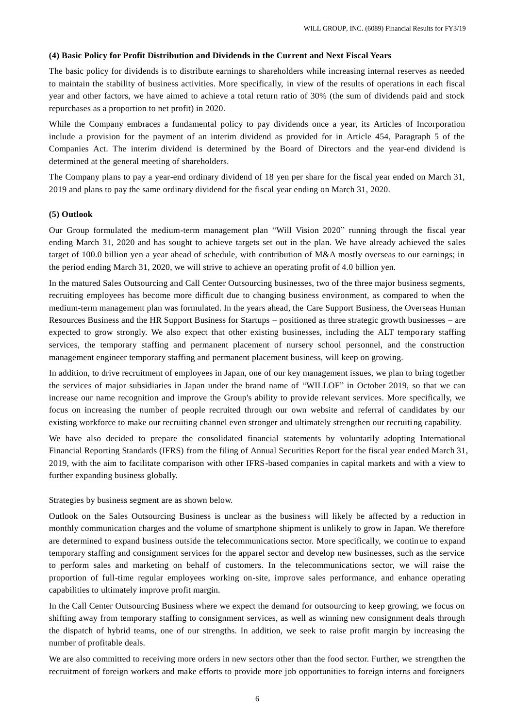**(4) Basic Policy for Profit Distribution and Dividends in the Current and Next Fiscal Years**

The basic policy for dividends is to distribute earnings to shareholders while increasing internal reserves as needed to maintain the stability of business activities. More specifically, in view of the results of operations in each fiscal year and other factors, we have aimed to achieve a total return ratio of 30% (the sum of dividends paid and stock repurchases as a proportion to net profit) in 2020.

While the Company embraces a fundamental policy to pay dividends once a year, its Articles of Incorporation include a provision for the payment of an interim dividend as provided for in Article 454, Paragraph 5 of the Companies Act. The interim dividend is determined by the Board of Directors and the year-end dividend is determined at the general meeting of shareholders.

The Company plans to pay a year-end ordinary dividend of 18 yen per share for the fiscal year ended on March 31, 2019 and plans to pay the same ordinary dividend for the fiscal year ending on March 31, 2020.

**(5) Outlook**

Our Group formulated the medium-term management plan "Will Vision 2020" running through the fiscal year ending March 31, 2020 and has sought to achieve targets set out in the plan. We have already achieved the sales target of 100.0 billion yen a year ahead of schedule, with contribution of M&A mostly overseas to our earnings; in the period ending March 31, 2020, we will strive to achieve an operating profit of 4.0 billion yen.

In the matured Sales Outsourcing and Call Center Outsourcing businesses, two of the three major business segments, recruiting employees has become more difficult due to changing business environment, as compared to when the medium-term management plan was formulated. In the years ahead, the Care Support Business, the Overseas Human Resources Business and the HR Support Business for Startups – positioned as three strategic growth businesses – are expected to grow strongly. We also expect that other existing businesses, including the ALT temporary staffing services, the temporary staffing and permanent placement of nursery school personnel, and the construction management engineer temporary staffing and permanent placement business, will keep on growing.

In addition, to drive recruitment of employees in Japan, one of our key management issues, we plan to bring together the services of major subsidiaries in Japan under the brand name of "WILLOF" in October 2019, so that we can increase our name recognition and improve the Group's ability to provide relevant services. More specifically, we focus on increasing the number of people recruited through our own website and referral of candidates by our existing workforce to make our recruiting channel even stronger and ultimately strengthen our recruiting capability.

We have also decided to prepare the consolidated financial statements by voluntarily adopting International Financial Reporting Standards (IFRS) from the filing of Annual Securities Report for the fiscal year ended March 31, 2019, with the aim to facilitate comparison with other IFRS-based companies in capital markets and with a view to further expanding business globally.

Strategies by business segment are as shown below.

Outlook on the Sales Outsourcing Business is unclear as the business will likely be affected by a reduction in monthly communication charges and the volume of smartphone shipment is unlikely to grow in Japan. We therefore are determined to expand business outside the telecommunications sector. More specifically, we continue to expand temporary staffing and consignment services for the apparel sector and develop new businesses, such as the service to perform sales and marketing on behalf of customers. In the telecommunications sector, we will raise the proportion of full-time regular employees working on-site, improve sales performance, and enhance operating capabilities to ultimately improve profit margin.

In the Call Center Outsourcing Business where we expect the demand for outsourcing to keep growing, we focus on shifting away from temporary staffing to consignment services, as well as winning new consignment deals through the dispatch of hybrid teams, one of our strengths. In addition, we seek to raise profit margin by increasing the number of profitable deals.

We are also committed to receiving more orders in new sectors other than the food sector. Further, we strengthen the recruitment of foreign workers and make efforts to provide more job opportunities to foreign interns and foreigners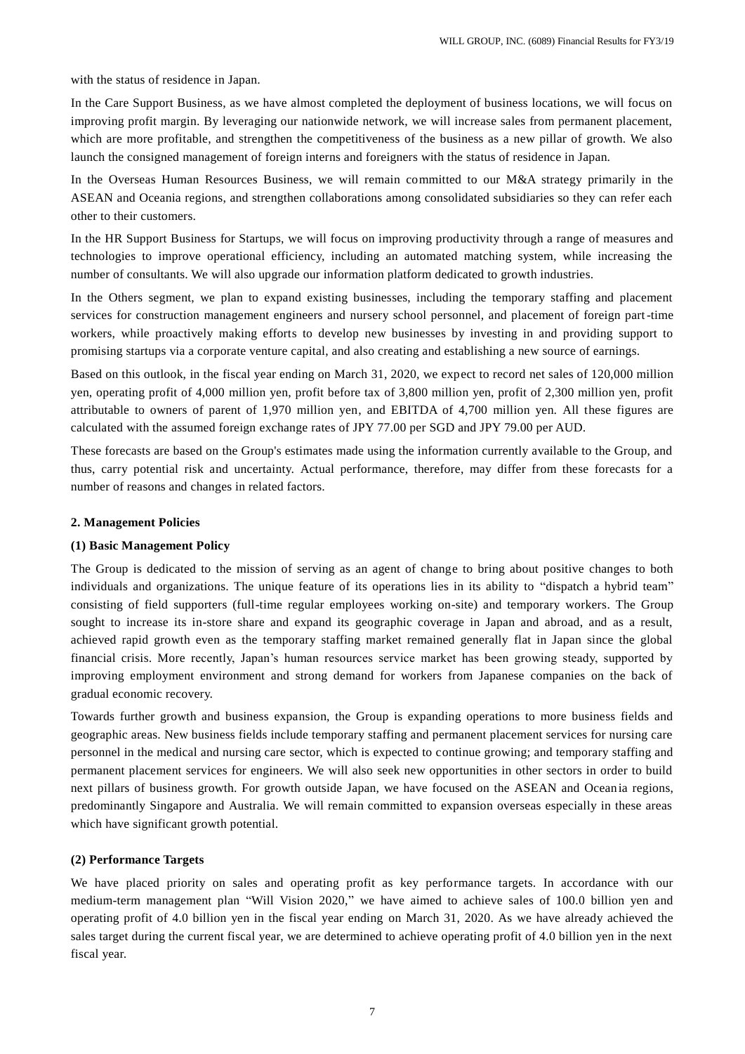with the status of residence in Japan.

In the Care Support Business, as we have almost completed the deployment of business locations, we will focus on improving profit margin. By leveraging our nationwide network, we will increase sales from permanent placement, which are more profitable, and strengthen the competitiveness of the business as a new pillar of growth. We also launch the consigned management of foreign interns and foreigners with the status of residence in Japan.

In the Overseas Human Resources Business, we will remain committed to our M&A strategy primarily in the ASEAN and Oceania regions, and strengthen collaborations among consolidated subsidiaries so they can refer each other to their customers.

In the HR Support Business for Startups, we will focus on improving productivity through a range of measures and technologies to improve operational efficiency, including an automated matching system, while increasing the number of consultants. We will also upgrade our information platform dedicated to growth industries.

In the Others segment, we plan to expand existing businesses, including the temporary staffing and placement services for construction management engineers and nursery school personnel, and placement of foreign part-time workers, while proactively making efforts to develop new businesses by investing in and providing support to promising startups via a corporate venture capital, and also creating and establishing a new source of earnings.

Based on this outlook, in the fiscal year ending on March 31, 2020, we expect to record net sales of 120,000 million yen, operating profit of 4,000 million yen, profit before tax of 3,800 million yen, profit of 2,300 million yen, profit attributable to owners of parent of 1,970 million yen, and EBITDA of 4,700 million yen. All these figures are calculated with the assumed foreign exchange rates of JPY 77.00 per SGD and JPY 79.00 per AUD.

These forecasts are based on the Group's estimates made using the information currently available to the Group, and thus, carry potential risk and uncertainty. Actual performance, therefore, may differ from these forecasts for a number of reasons and changes in related factors.

## 2. Management Policies

### (1) Basic Management Policy

The Group is dedicated to the mission of serving as an agent of change to bring about positive changes to both individuals and organizations. The unique feature of its operations lies in its ability to "dispatch a hybrid team" consisting of field supporters (full-time regular employees working on-site) and temporary workers. The Group sought to increase its in-store share and expand its geographic coverage in Japan and abroad, and as a result, achieved rapid growth even as the temporary staffing market remained generally flat in Japan since the global financial crisis. More recently, Japan's human resources service market has been growing steady, supported by improving employment environment and strong demand for workers from Japanese companies on the back of gradual economic recovery.

Towards further growth and business expansion, the Group is expanding operations to more business fields and geographic areas. New business fields include temporary staffing and permanent placement services for nursing care personnel in the medical and nursing care sector, which is expected to continue growing; and temporary staffing and permanent placement services for engineers. We will also seek new opportunities in other sectors in order to build next pillars of business growth. For growth outside Japan, we have focused on the ASEAN and Oceania regions, predominantly Singapore and Australia. We will remain committed to expansion overseas especially in these areas which have significant growth potential.

### (2) Performance Targets

We have placed priority on sales and operating profit as key performance targets. In accordance with our medium-term management plan "Will Vision 2020," we have aimed to achieve sales of 100.0 billion yen and operating profit of 4.0 billion yen in the fiscal year ending on March 31, 2020. As we have already achieved the sales target during the current fiscal year, we are determined to achieve operating profit of 4.0 billion yen in the next fiscal year.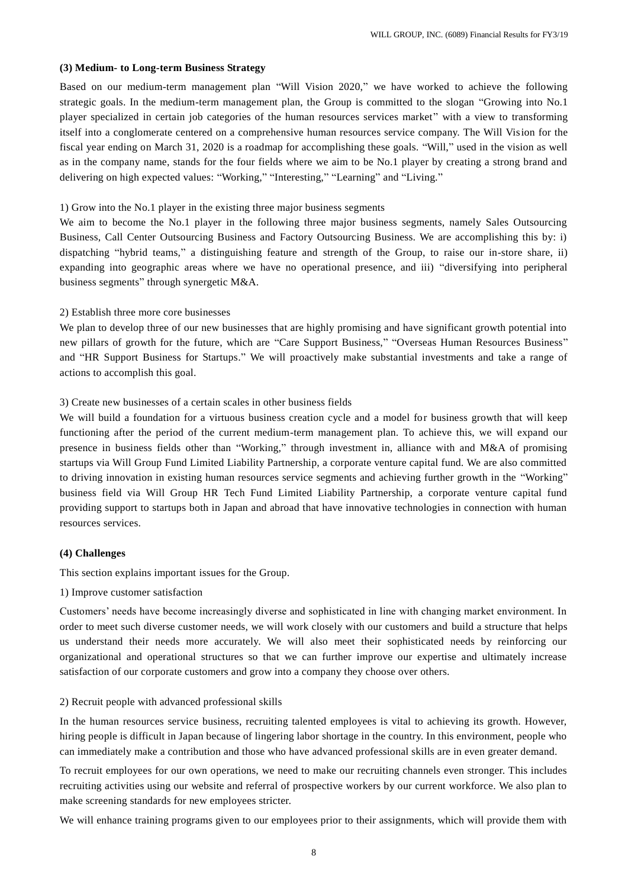### (3) Medium- to Long-term Business Strategy

Based on our medium-term management plan "Will Vision 2020," we have worked to achieve the following strategic goals. In the medium-term management plan, the Group is committed to the slogan "Growing into No.1 player specialized in certain job categories of the human resources services market" with a view to transforming itself into a conglomerate centered on a comprehensive human resources service company. The Will Vision for the fiscal year ending on March 31, 2020 is a roadmap for accomplishing these goals. "Will," used in the vision as well as in the company name, stands for the four fields where we aim to be No.1 player by creating a strong brand and delivering on high expected values: "Working," "Interesting," "Learning" and "Living."

1) Grow into the No.1 player in the existing three major business segments

We aim to become the No.1 player in the following three major business segments, namely Sales Outsourcing Business, Call Center Outsourcing Business and Factory Outsourcing Business. We are accomplishing this by: i) dispatching "hybrid teams," a distinguishing feature and strength of the Group, to raise our in-store share, ii) expanding into geographic areas where we have no operational presence, and iii) "diversifying into peripheral business segments" through synergetic M&A.

2) Establish three more core businesses

We plan to develop three of our new businesses that are highly promising and have significant growth potential into new pillars of growth for the future, which are "Care Support Business," "Overseas Human Resources Business" and "HR Support Business for Startups." We will proactively make substantial investments and take a range of actions to accomplish this goal.

3) Create new businesses of a certain scales in other business fields

We will build a foundation for a virtuous business creation cycle and a model for business growth that will keep functioning after the period of the current medium-term management plan. To achieve this, we will expand our presence in business fields other than "Working," through investment in, alliance with and M&A of promising startups via Will Group Fund Limited Liability Partnership, a corporate venture capital fund. We are also committed to driving innovation in existing human resources service segments and achieving further growth in the "Working" business field via Will Group HR Tech Fund Limited Liability Partnership, a corporate venture capital fund providing support to startups both in Japan and abroad that have innovative technologies in connection with human resources services.

### (4) Challenges

This section explains important issues for the Group.

1) Improve customer satisfaction

Customers' needs have become increasingly diverse and sophisticated in line with changing market environment. In order to meet such diverse customer needs, we will work closely with our customers and build a structure that helps us understand their needs more accurately. We will also meet their sophisticated needs by reinforcing our organizational and operational structures so that we can further improve our expertise and ultimately increase satisfaction of our corporate customers and grow into a company they choose over others.

2) Recruit people with advanced professional skills

In the human resources service business, recruiting talented employees is vital to achieving its growth. However, hiring people is difficult in Japan because of lingering labor shortage in the country. In this environment, people who can immediately make a contribution and those who have advanced professional skills are in even greater demand.

To recruit employees for our own operations, we need to make our recruiting channels even stronger. This includes recruiting activities using our website and referral of prospective workers by our current workforce. We also plan to make screening standards for new employees stricter.

We will enhance training programs given to our employees prior to their assignments, which will provide them with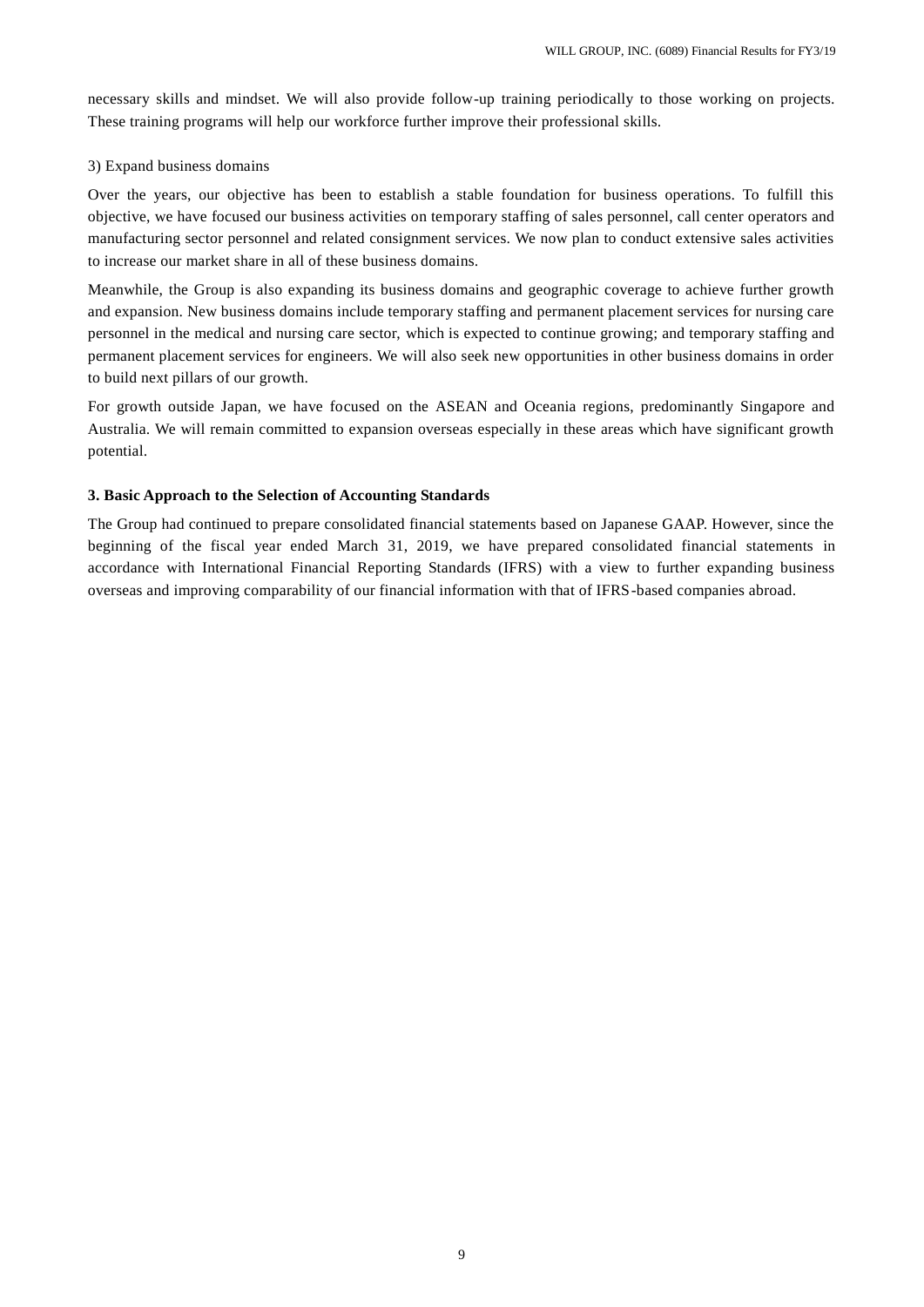necessary skills and mindset. We will also provide follow-up training periodically to those working on projects. These training programs will help our workforce further improve their professional skills.

3) Expand business domains

Over the years, our objective has been to establish a stable foundation for business operations. To fulfill this objective, we have focused our business activities on temporary staffing of sales personnel, call center operators and manufacturing sector personnel and related consignment services. We now plan to conduct extensive sales activities to increase our market share in all of these business domains.

Meanwhile, the Group is also expanding its business domains and geographic coverage to achieve further growth and expansion. New business domains include temporary staffing and permanent placement services for nursing care personnel in the medical and nursing care sector, which is expected to continue growing; and temporary staffing and permanent placement services for engineers. We will also seek new opportunities in other business domains in order to build next pillars of our growth.

For growth outside Japan, we have focused on the ASEAN and Oceania regions, predominantly Singapore and Australia. We will remain committed to expansion overseas especially in these areas which have significant growth potential.

### 3. Basic Approach to the Selection of Accounting Standards

The Group had continued to prepare consolidated financial statements based on Japanese GAAP. However, since the beginning of the fiscal year ended March 31, 2019, we have prepared consolidated financial statements in accordance with International Financial Reporting Standards (IFRS) with a view to further expanding business overseas and improving comparability of our financial information with that of IFRS-based companies abroad.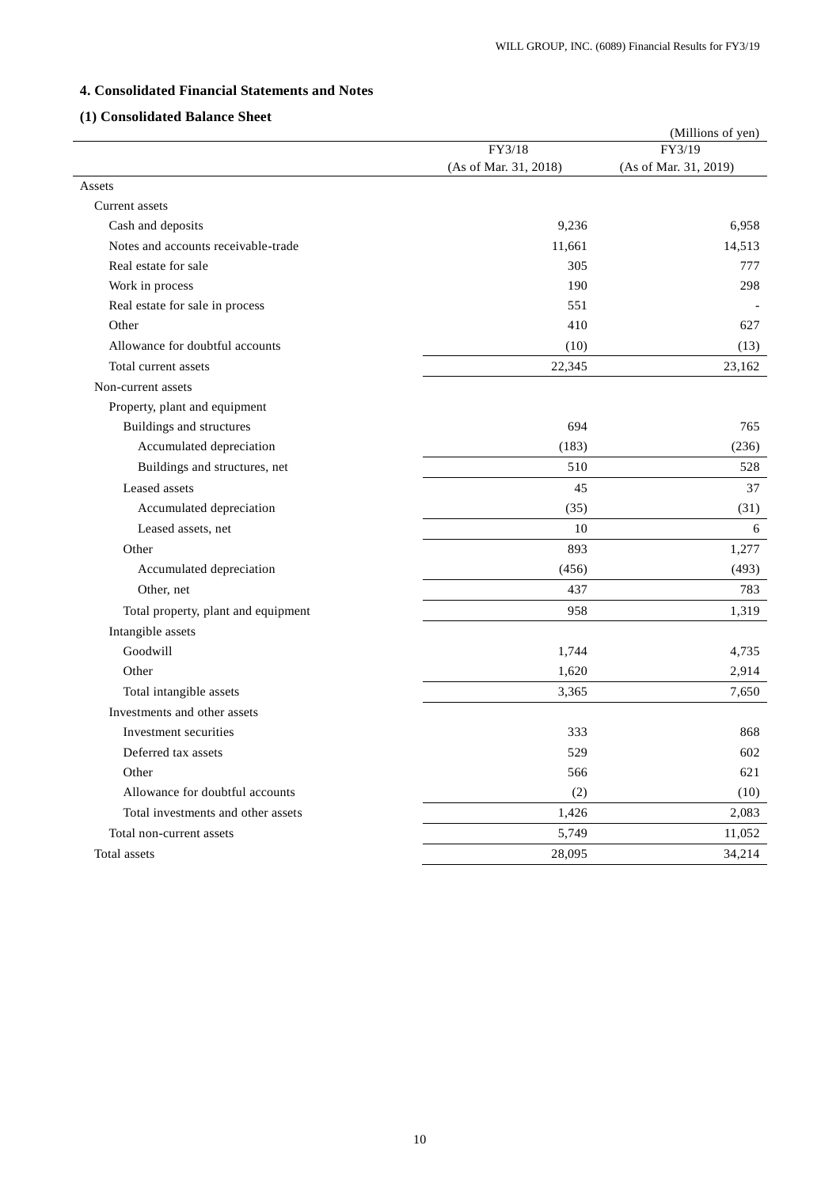## 4. Consolidated Financial Statements and Notes

### (1) Consolidated Balance Sheet

(Millions of yen)

| | FY3/18 (As of Mar. 31, 2018) | FY3/19 (As of Mar. 31, 2019) |
|---|---|---|
| Assets | | |
| Current assets | | |
| Cash and deposits | 9,236 | 6,958 |
| Notes and accounts receivable-trade | 11,661 | 14,513 |
| Real estate for sale | 305 | 777 |
| Work in process | 190 | 298 |
| Real estate for sale in process | 551 | - |
| Other | 410 | 627 |
| Allowance for doubtful accounts | (10) | (13) |
| Total current assets | 22,345 | 23,162 |
| Non-current assets | | |
| Property, plant and equipment | | |
| Buildings and structures | 694 | 765 |
| Accumulated depreciation | (183) | (236) |
| Buildings and structures, net | 510 | 528 |
| Leased assets | 45 | 37 |
| Accumulated depreciation | (35) | (31) |
| Leased assets, net | 10 | 6 |
| Other | 893 | 1,277 |
| Accumulated depreciation | (456) | (493) |
| Other, net | 437 | 783 |
| Total property, plant and equipment | 958 | 1,319 |
| Intangible assets | | |
| Goodwill | 1,744 | 4,735 |
| Other | 1,620 | 2,914 |
| Total intangible assets | 3,365 | 7,650 |
| Investments and other assets | | |
| Investment securities | 333 | 868 |
| Deferred tax assets | 529 | 602 |
| Other | 566 | 621 |
| Allowance for doubtful accounts | (2) | (10) |
| Total investments and other assets | 1,426 | 2,083 |
| Total non-current assets | 5,749 | 11,052 |
| Total assets | 28,095 | 34,214 |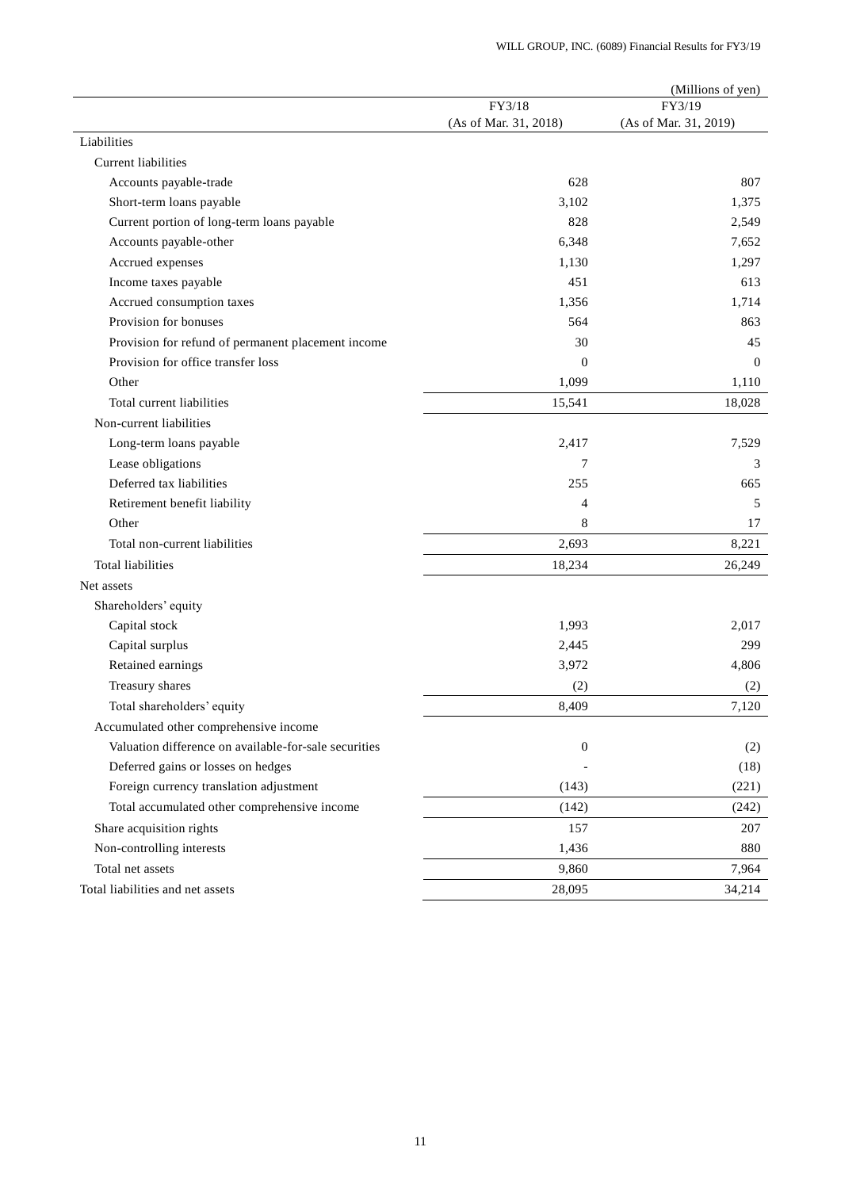(Millions of yen)

| | FY3/18 (As of Mar. 31, 2018) | FY3/19 (As of Mar. 31, 2019) |
|---|---|---|
| Liabilities | | |
| Current liabilities | | |
| Accounts payable-trade | 628 | 807 |
| Short-term loans payable | 3,102 | 1,375 |
| Current portion of long-term loans payable | 828 | 2,549 |
| Accounts payable-other | 6,348 | 7,652 |
| Accrued expenses | 1,130 | 1,297 |
| Income taxes payable | 451 | 613 |
| Accrued consumption taxes | 1,356 | 1,714 |
| Provision for bonuses | 564 | 863 |
| Provision for refund of permanent placement income | 30 | 45 |
| Provision for office transfer loss | 0 | 0 |
| Other | 1,099 | 1,110 |
| Total current liabilities | 15,541 | 18,028 |
| Non-current liabilities | | |
| Long-term loans payable | 2,417 | 7,529 |
| Lease obligations | 7 | 3 |
| Deferred tax liabilities | 255 | 665 |
| Retirement benefit liability | 4 | 5 |
| Other | 8 | 17 |
| Total non-current liabilities | 2,693 | 8,221 |
| Total liabilities | 18,234 | 26,249 |
| Net assets | | |
| Shareholders' equity | | |
| Capital stock | 1,993 | 2,017 |
| Capital surplus | 2,445 | 299 |
| Retained earnings | 3,972 | 4,806 |
| Treasury shares | (2) | (2) |
| Total shareholders' equity | 8,409 | 7,120 |
| Accumulated other comprehensive income | | |
| Valuation difference on available-for-sale securities | 0 | (2) |
| Deferred gains or losses on hedges | - | (18) |
| Foreign currency translation adjustment | (143) | (221) |
| Total accumulated other comprehensive income | (142) | (242) |
| Share acquisition rights | 157 | 207 |
| Non-controlling interests | 1,436 | 880 |
| Total net assets | 9,860 | 7,964 |
| Total liabilities and net assets | 28,095 | 34,214 |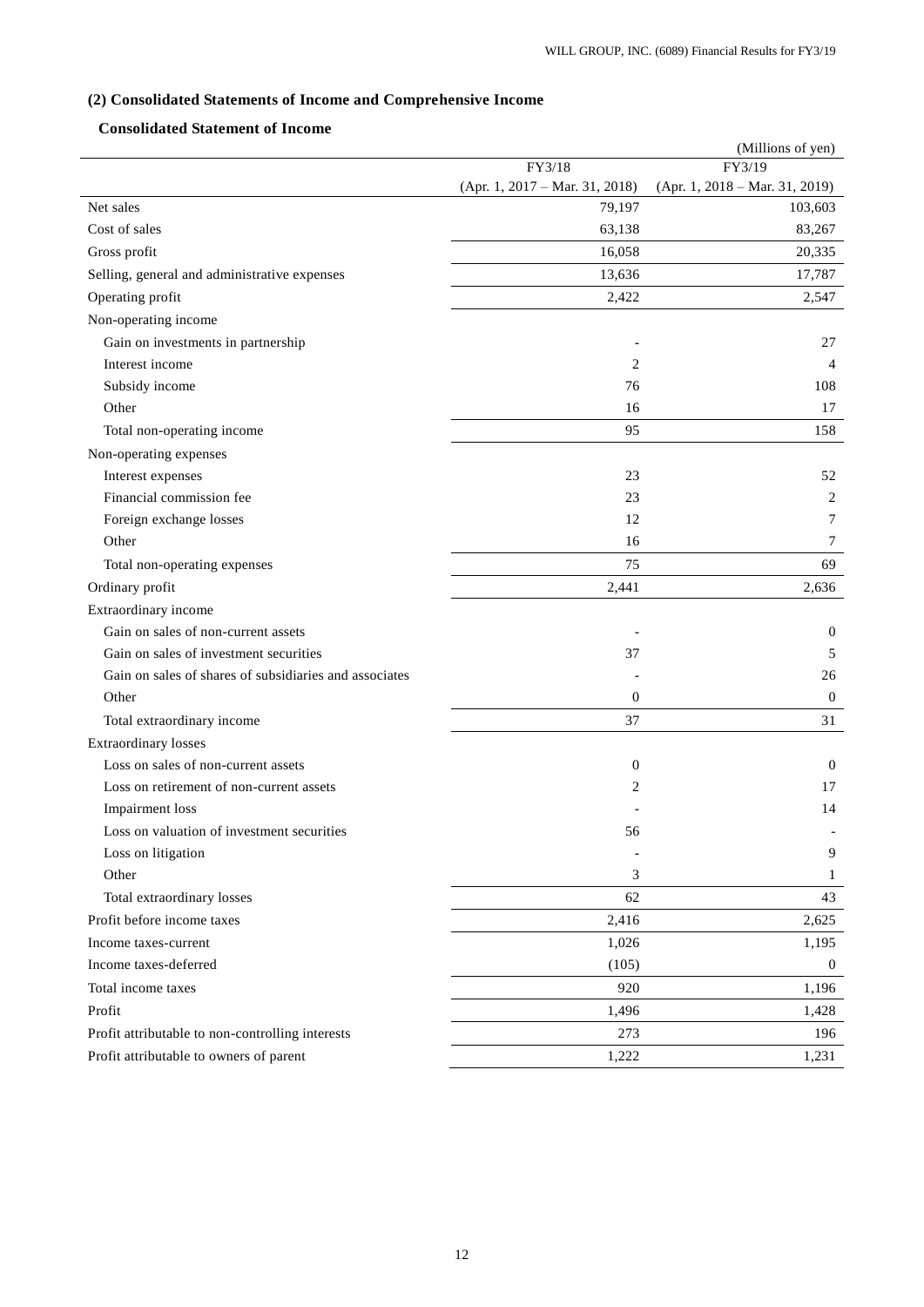### (2) Consolidated Statements of Income and Comprehensive Income

#### Consolidated Statement of Income

(Millions of yen)

| | FY3/18 (Apr. 1, 2017 – Mar. 31, 2018) | FY3/19 (Apr. 1, 2018 – Mar. 31, 2019) |
|---|---|---|
| Net sales | 79,197 | 103,603 |
| Cost of sales | 63,138 | 83,267 |
| Gross profit | 16,058 | 20,335 |
| Selling, general and administrative expenses | 13,636 | 17,787 |
| Operating profit | 2,422 | 2,547 |
| Non-operating income | | |
| Gain on investments in partnership | - | 27 |
| Interest income | 2 | 4 |
| Subsidy income | 76 | 108 |
| Other | 16 | 17 |
| Total non-operating income | 95 | 158 |
| Non-operating expenses | | |
| Interest expenses | 23 | 52 |
| Financial commission fee | 23 | 2 |
| Foreign exchange losses | 12 | 7 |
| Other | 16 | 7 |
| Total non-operating expenses | 75 | 69 |
| Ordinary profit | 2,441 | 2,636 |
| Extraordinary income | | |
| Gain on sales of non-current assets | - | 0 |
| Gain on sales of investment securities | 37 | 5 |
| Gain on sales of shares of subsidiaries and associates | - | 26 |
| Other | 0 | 0 |
| Total extraordinary income | 37 | 31 |
| Extraordinary losses | | |
| Loss on sales of non-current assets | 0 | 0 |
| Loss on retirement of non-current assets | 2 | 17 |
| Impairment loss | - | 14 |
| Loss on valuation of investment securities | 56 | - |
| Loss on litigation | - | 9 |
| Other | 3 | 1 |
| Total extraordinary losses | 62 | 43 |
| Profit before income taxes | 2,416 | 2,625 |
| Income taxes-current | 1,026 | 1,195 |
| Income taxes-deferred | (105) | 0 |
| Total income taxes | 920 | 1,196 |
| Profit | 1,496 | 1,428 |
| Profit attributable to non-controlling interests | 273 | 196 |
| Profit attributable to owners of parent | 1,222 | 1,231 |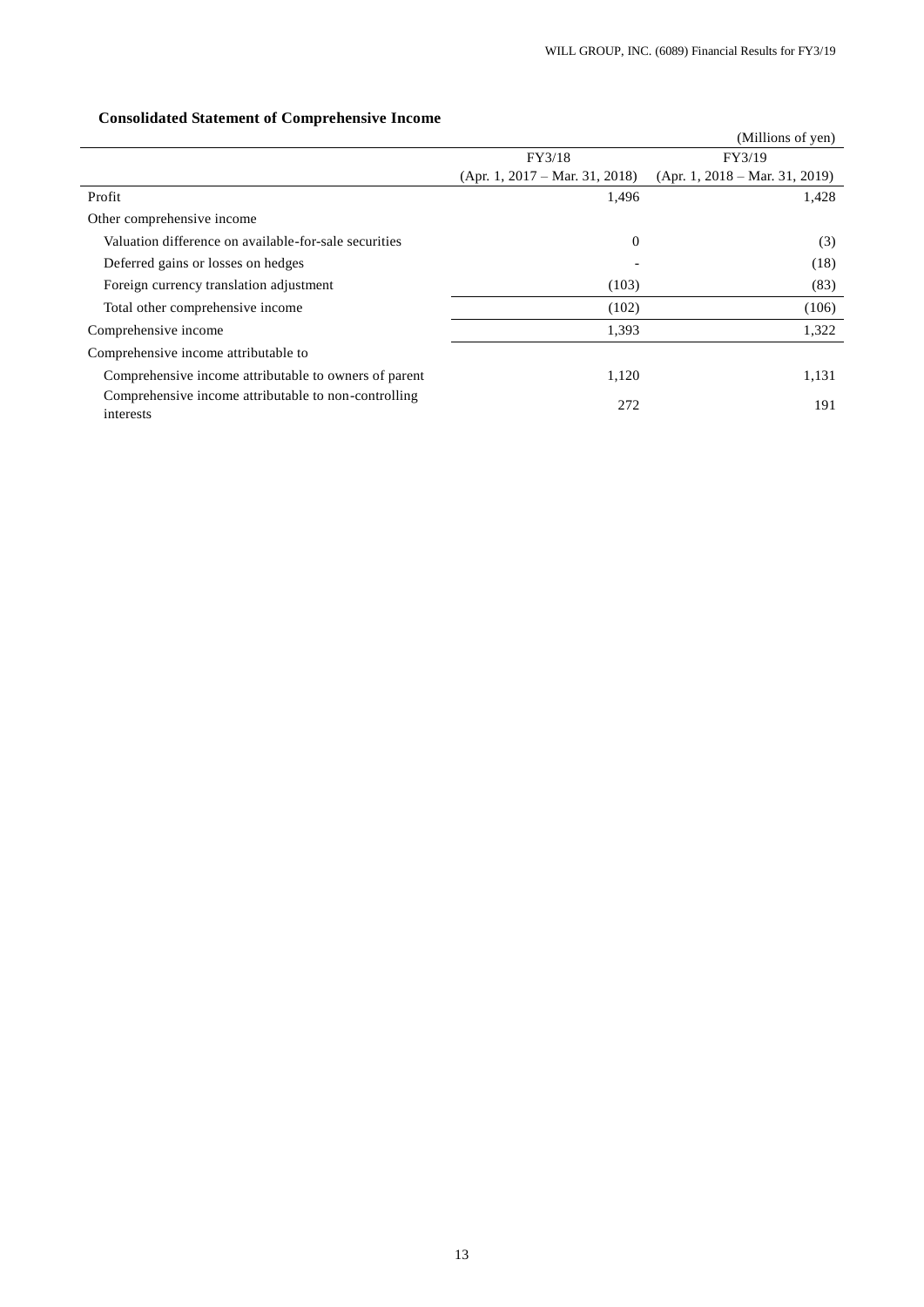### Consolidated Statement of Comprehensive Income

(Millions of yen)

| | FY3/18 (Apr. 1, 2017 – Mar. 31, 2018) | FY3/19 (Apr. 1, 2018 – Mar. 31, 2019) |
|---|---|---|
| Profit | 1,496 | 1,428 |
| Other comprehensive income | | |
| Valuation difference on available-for-sale securities | 0 | (3) |
| Deferred gains or losses on hedges | - | (18) |
| Foreign currency translation adjustment | (103) | (83) |
| Total other comprehensive income | (102) | (106) |
| Comprehensive income | 1,393 | 1,322 |
| Comprehensive income attributable to | | |
| Comprehensive income attributable to owners of parent | 1,120 | 1,131 |
| Comprehensive income attributable to non-controlling interests | 272 | 191 |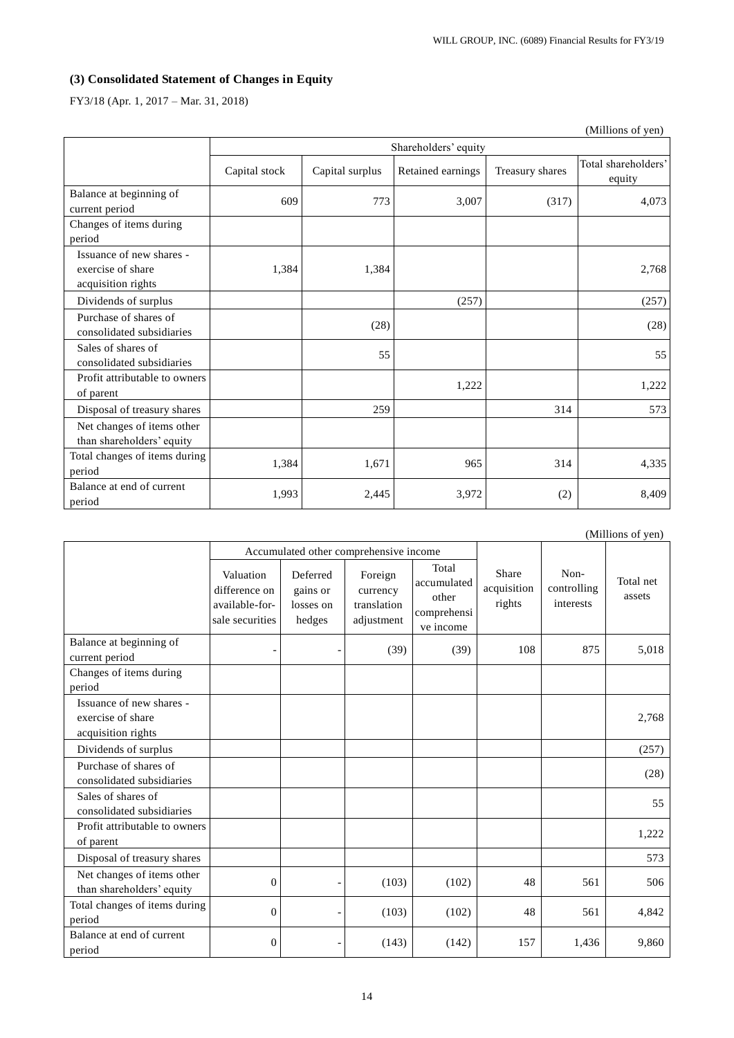### (3) Consolidated Statement of Changes in Equity

FY3/18 (Apr. 1, 2017 – Mar. 31, 2018)

(Millions of yen)

| | Shareholders' equity | | | | |
|---|---|---|---|---|---|
| | Capital stock | Capital surplus | Retained earnings | Treasury shares | Total shareholders' equity |
| Balance at beginning of current period | 609 | 773 | 3,007 | (317) | 4,073 |
| Changes of items during period | | | | | |
| Issuance of new shares - exercise of share acquisition rights | 1,384 | 1,384 | | | 2,768 |
| Dividends of surplus | | | (257) | | (257) |
| Purchase of shares of consolidated subsidiaries | | (28) | | | (28) |
| Sales of shares of consolidated subsidiaries | | 55 | | | 55 |
| Profit attributable to owners of parent | | | 1,222 | | 1,222 |
| Disposal of treasury shares | | 259 | | 314 | 573 |
| Net changes of items other than shareholders' equity | | | | | |
| Total changes of items during period | 1,384 | 1,671 | 965 | 314 | 4,335 |
| Balance at end of current period | 1,993 | 2,445 | 3,972 | (2) | 8,409 |

(Millions of yen)

| | Accumulated other comprehensive income | | | | Share acquisition rights | Non-controlling interests | Total net assets |
|---|---|---|---|---|---|---|---|
| | Valuation difference on available-for-sale securities | Deferred gains or losses on hedges | Foreign currency translation adjustment | Total accumulated other comprehensive income | | | |
| Balance at beginning of current period | - | - | (39) | (39) | 108 | 875 | 5,018 |
| Changes of items during period | | | | | | | |
| Issuance of new shares - exercise of share acquisition rights | | | | | | | 2,768 |
| Dividends of surplus | | | | | | | (257) |
| Purchase of shares of consolidated subsidiaries | | | | | | | (28) |
| Sales of shares of consolidated subsidiaries | | | | | | | 55 |
| Profit attributable to owners of parent | | | | | | | 1,222 |
| Disposal of treasury shares | | | | | | | 573 |
| Net changes of items other than shareholders' equity | 0 | - | (103) | (102) | 48 | 561 | 506 |
| Total changes of items during period | 0 | - | (103) | (102) | 48 | 561 | 4,842 |
| Balance at end of current period | 0 | - | (143) | (142) | 157 | 1,436 | 9,860 |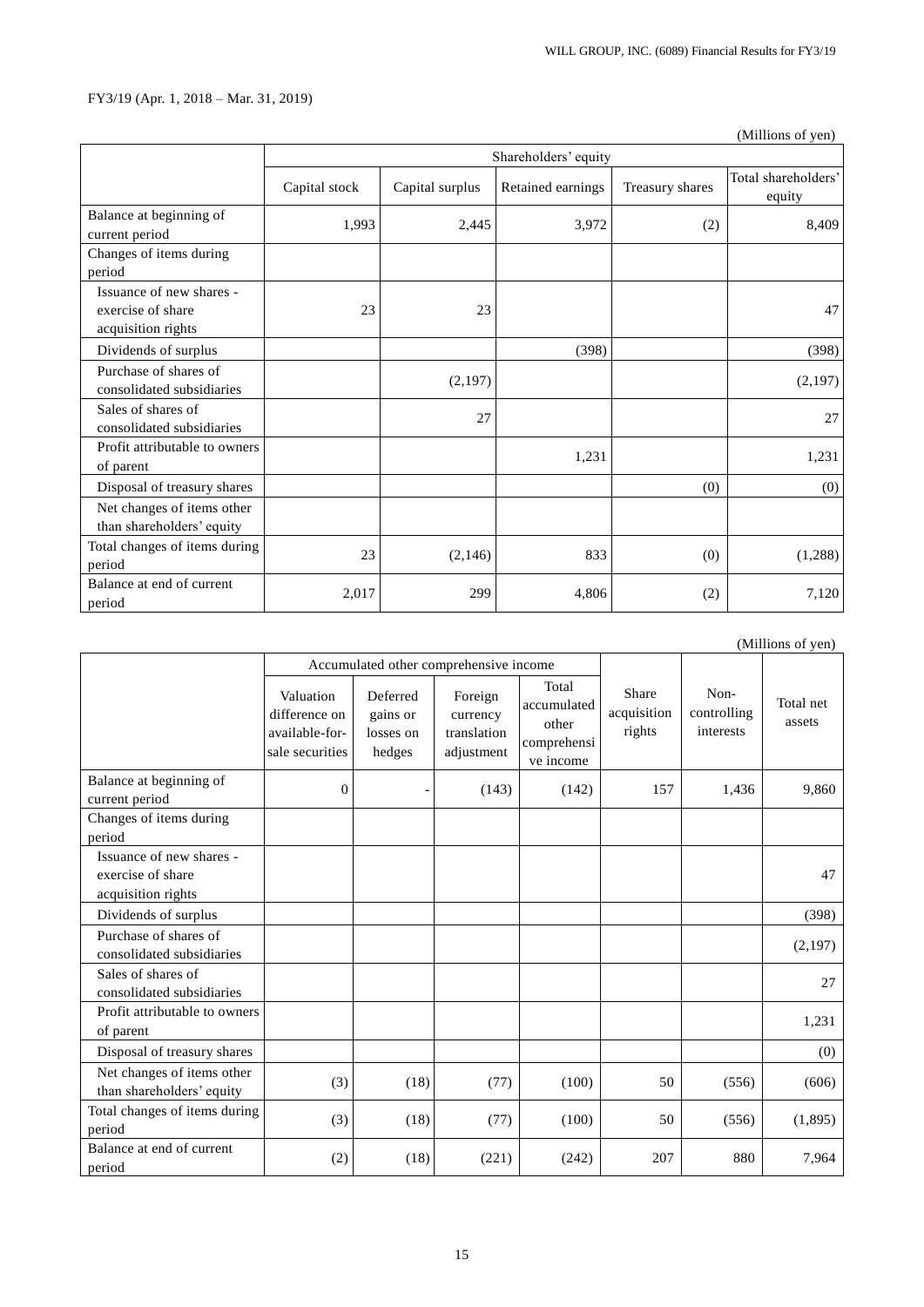FY3/19 (Apr. 1, 2018 – Mar. 31, 2019)

(Millions of yen)

| | Shareholders' equity | | | | |
|---|---|---|---|---|---|
| | Capital stock | Capital surplus | Retained earnings | Treasury shares | Total shareholders' equity |
| Balance at beginning of current period | 1,993 | 2,445 | 3,972 | (2) | 8,409 |
| Changes of items during period | | | | | |
| Issuance of new shares - exercise of share acquisition rights | 23 | 23 | | | 47 |
| Dividends of surplus | | | (398) | | (398) |
| Purchase of shares of consolidated subsidiaries | | (2,197) | | | (2,197) |
| Sales of shares of consolidated subsidiaries | | 27 | | | 27 |
| Profit attributable to owners of parent | | | 1,231 | | 1,231 |
| Disposal of treasury shares | | | | (0) | (0) |
| Net changes of items other than shareholders' equity | | | | | |
| Total changes of items during period | 23 | (2,146) | 833 | (0) | (1,288) |
| Balance at end of current period | 2,017 | 299 | 4,806 | (2) | 7,120 |

(Millions of yen)

| | Accumulated other comprehensive income | | | | Share acquisition rights | Non-controlling interests | Total net assets |
|---|---|---|---|---|---|---|---|
| | Valuation difference on available-for-sale securities | Deferred gains or losses on hedges | Foreign currency translation adjustment | Total accumulated other comprehensive income | | | |
| Balance at beginning of current period | 0 | - | (143) | (142) | 157 | 1,436 | 9,860 |
| Changes of items during period | | | | | | | |
| Issuance of new shares - exercise of share acquisition rights | | | | | | | 47 |
| Dividends of surplus | | | | | | | (398) |
| Purchase of shares of consolidated subsidiaries | | | | | | | (2,197) |
| Sales of shares of consolidated subsidiaries | | | | | | | 27 |
| Profit attributable to owners of parent | | | | | | | 1,231 |
| Disposal of treasury shares | | | | | | | (0) |
| Net changes of items other than shareholders' equity | (3) | (18) | (77) | (100) | 50 | (556) | (606) |
| Total changes of items during period | (3) | (18) | (77) | (100) | 50 | (556) | (1,895) |
| Balance at end of current period | (2) | (18) | (221) | (242) | 207 | 880 | 7,964 |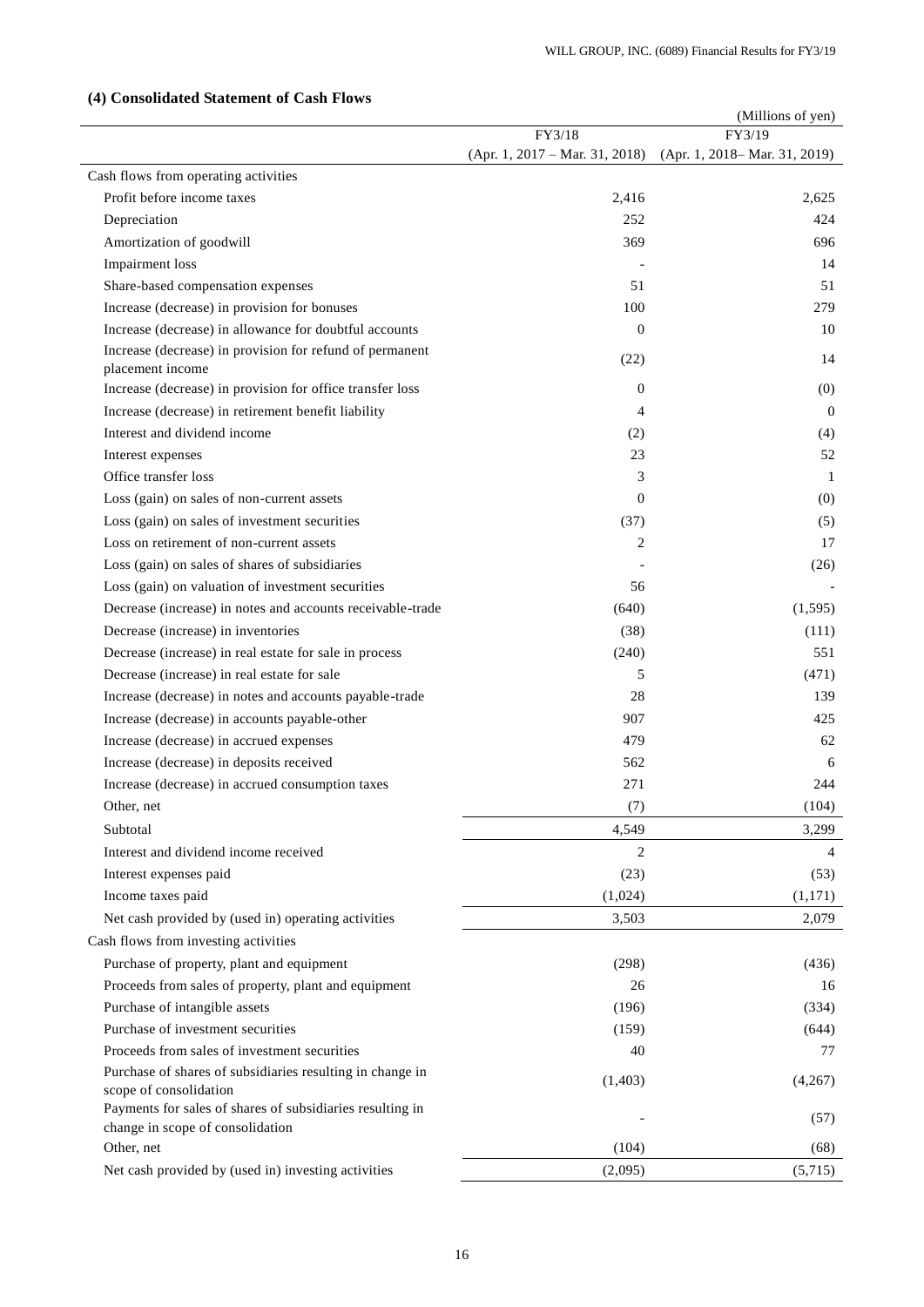## (4) Consolidated Statement of Cash Flows

(Millions of yen)

| | FY3/18 (Apr. 1, 2017 – Mar. 31, 2018) | FY3/19 (Apr. 1, 2018– Mar. 31, 2019) |
|---|---|---|
| Cash flows from operating activities | | |
| Profit before income taxes | 2,416 | 2,625 |
| Depreciation | 252 | 424 |
| Amortization of goodwill | 369 | 696 |
| Impairment loss | - | 14 |
| Share-based compensation expenses | 51 | 51 |
| Increase (decrease) in provision for bonuses | 100 | 279 |
| Increase (decrease) in allowance for doubtful accounts | 0 | 10 |
| Increase (decrease) in provision for refund of permanent placement income | (22) | 14 |
| Increase (decrease) in provision for office transfer loss | 0 | (0) |
| Increase (decrease) in retirement benefit liability | 4 | 0 |
| Interest and dividend income | (2) | (4) |
| Interest expenses | 23 | 52 |
| Office transfer loss | 3 | 1 |
| Loss (gain) on sales of non-current assets | 0 | (0) |
| Loss (gain) on sales of investment securities | (37) | (5) |
| Loss on retirement of non-current assets | 2 | 17 |
| Loss (gain) on sales of shares of subsidiaries | - | (26) |
| Loss (gain) on valuation of investment securities | 56 | - |
| Decrease (increase) in notes and accounts receivable-trade | (640) | (1,595) |
| Decrease (increase) in inventories | (38) | (111) |
| Decrease (increase) in real estate for sale in process | (240) | 551 |
| Decrease (increase) in real estate for sale | 5 | (471) |
| Increase (decrease) in notes and accounts payable-trade | 28 | 139 |
| Increase (decrease) in accounts payable-other | 907 | 425 |
| Increase (decrease) in accrued expenses | 479 | 62 |
| Increase (decrease) in deposits received | 562 | 6 |
| Increase (decrease) in accrued consumption taxes | 271 | 244 |
| Other, net | (7) | (104) |
| Subtotal | 4,549 | 3,299 |
| Interest and dividend income received | 2 | 4 |
| Interest expenses paid | (23) | (53) |
| Income taxes paid | (1,024) | (1,171) |
| Net cash provided by (used in) operating activities | 3,503 | 2,079 |
| Cash flows from investing activities | | |
| Purchase of property, plant and equipment | (298) | (436) |
| Proceeds from sales of property, plant and equipment | 26 | 16 |
| Purchase of intangible assets | (196) | (334) |
| Purchase of investment securities | (159) | (644) |
| Proceeds from sales of investment securities | 40 | 77 |
| Purchase of shares of subsidiaries resulting in change in scope of consolidation | (1,403) | (4,267) |
| Payments for sales of shares of subsidiaries resulting in change in scope of consolidation | - | (57) |
| Other, net | (104) | (68) |
| Net cash provided by (used in) investing activities | (2,095) | (5,715) |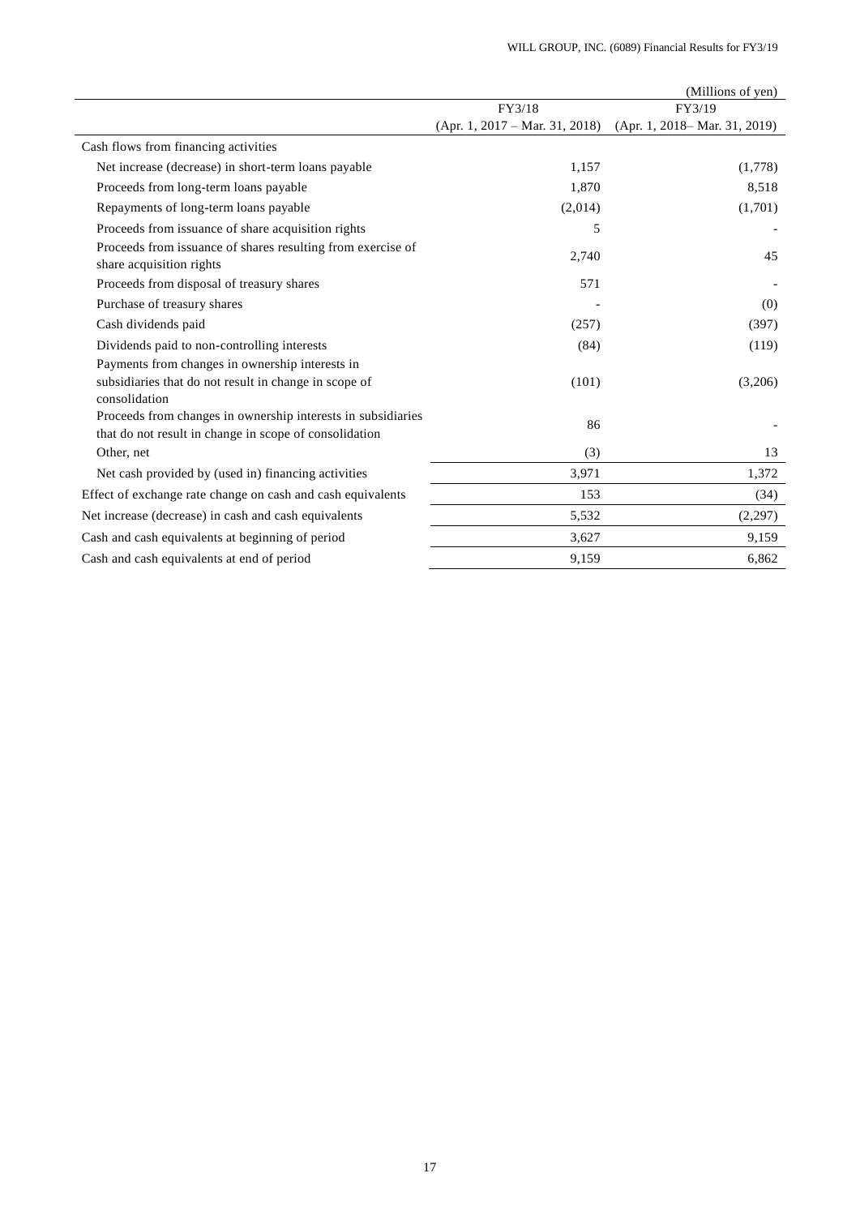(Millions of yen)

| | FY3/18 (Apr. 1, 2017 – Mar. 31, 2018) | FY3/19 (Apr. 1, 2018– Mar. 31, 2019) |
|---|---|---|
| Cash flows from financing activities | | |
| Net increase (decrease) in short-term loans payable | 1,157 | (1,778) |
| Proceeds from long-term loans payable | 1,870 | 8,518 |
| Repayments of long-term loans payable | (2,014) | (1,701) |
| Proceeds from issuance of share acquisition rights | 5 | - |
| Proceeds from issuance of shares resulting from exercise of share acquisition rights | 2,740 | 45 |
| Proceeds from disposal of treasury shares | 571 | - |
| Purchase of treasury shares | - | (0) |
| Cash dividends paid | (257) | (397) |
| Dividends paid to non-controlling interests | (84) | (119) |
| Payments from changes in ownership interests in subsidiaries that do not result in change in scope of consolidation | (101) | (3,206) |
| Proceeds from changes in ownership interests in subsidiaries that do not result in change in scope of consolidation | 86 | - |
| Other, net | (3) | 13 |
| Net cash provided by (used in) financing activities | 3,971 | 1,372 |
| Effect of exchange rate change on cash and cash equivalents | 153 | (34) |
| Net increase (decrease) in cash and cash equivalents | 5,532 | (2,297) |
| Cash and cash equivalents at beginning of period | 3,627 | 9,159 |
| Cash and cash equivalents at end of period | 9,159 | 6,862 |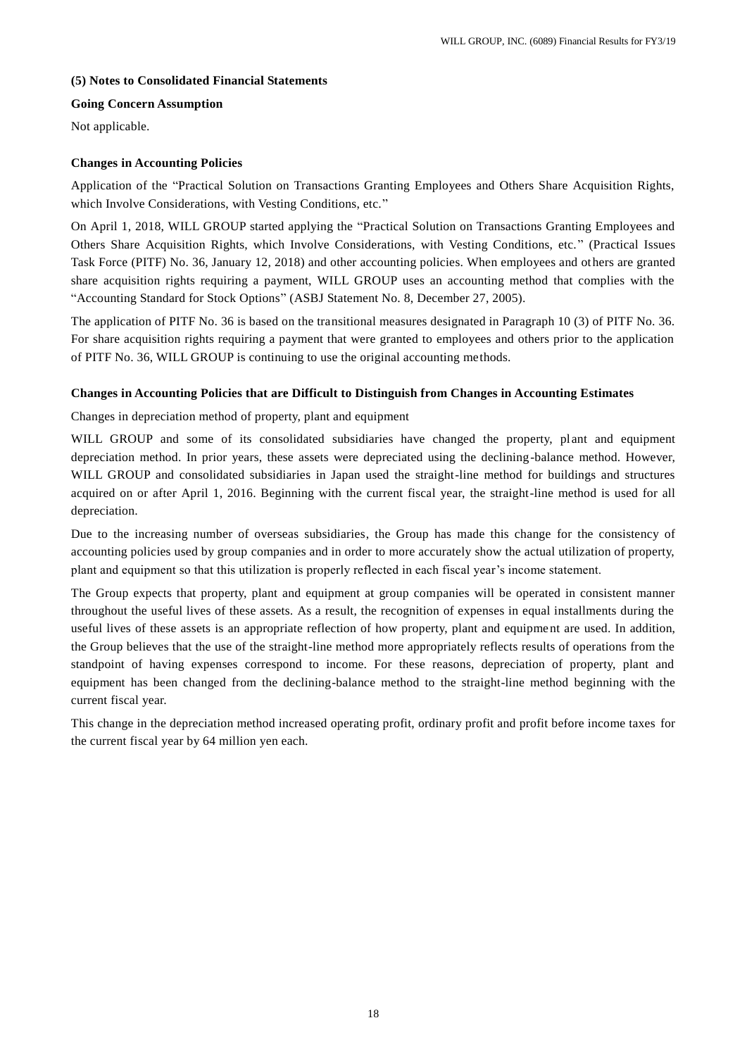### (5) Notes to Consolidated Financial Statements

**Going Concern Assumption**

Not applicable.

**Changes in Accounting Policies**

Application of the "Practical Solution on Transactions Granting Employees and Others Share Acquisition Rights, which Involve Considerations, with Vesting Conditions, etc."

On April 1, 2018, WILL GROUP started applying the "Practical Solution on Transactions Granting Employees and Others Share Acquisition Rights, which Involve Considerations, with Vesting Conditions, etc." (Practical Issues Task Force (PITF) No. 36, January 12, 2018) and other accounting policies. When employees and others are granted share acquisition rights requiring a payment, WILL GROUP uses an accounting method that complies with the "Accounting Standard for Stock Options" (ASBJ Statement No. 8, December 27, 2005).

The application of PITF No. 36 is based on the transitional measures designated in Paragraph 10 (3) of PITF No. 36. For share acquisition rights requiring a payment that were granted to employees and others prior to the application of PITF No. 36, WILL GROUP is continuing to use the original accounting methods.

**Changes in Accounting Policies that are Difficult to Distinguish from Changes in Accounting Estimates**

Changes in depreciation method of property, plant and equipment

WILL GROUP and some of its consolidated subsidiaries have changed the property, plant and equipment depreciation method. In prior years, these assets were depreciated using the declining-balance method. However, WILL GROUP and consolidated subsidiaries in Japan used the straight-line method for buildings and structures acquired on or after April 1, 2016. Beginning with the current fiscal year, the straight-line method is used for all depreciation.

Due to the increasing number of overseas subsidiaries, the Group has made this change for the consistency of accounting policies used by group companies and in order to more accurately show the actual utilization of property, plant and equipment so that this utilization is properly reflected in each fiscal year's income statement.

The Group expects that property, plant and equipment at group companies will be operated in consistent manner throughout the useful lives of these assets. As a result, the recognition of expenses in equal installments during the useful lives of these assets is an appropriate reflection of how property, plant and equipment are used. In addition, the Group believes that the use of the straight-line method more appropriately reflects results of operations from the standpoint of having expenses correspond to income. For these reasons, depreciation of property, plant and equipment has been changed from the declining-balance method to the straight-line method beginning with the current fiscal year.

This change in the depreciation method increased operating profit, ordinary profit and profit before income taxes for the current fiscal year by 64 million yen each.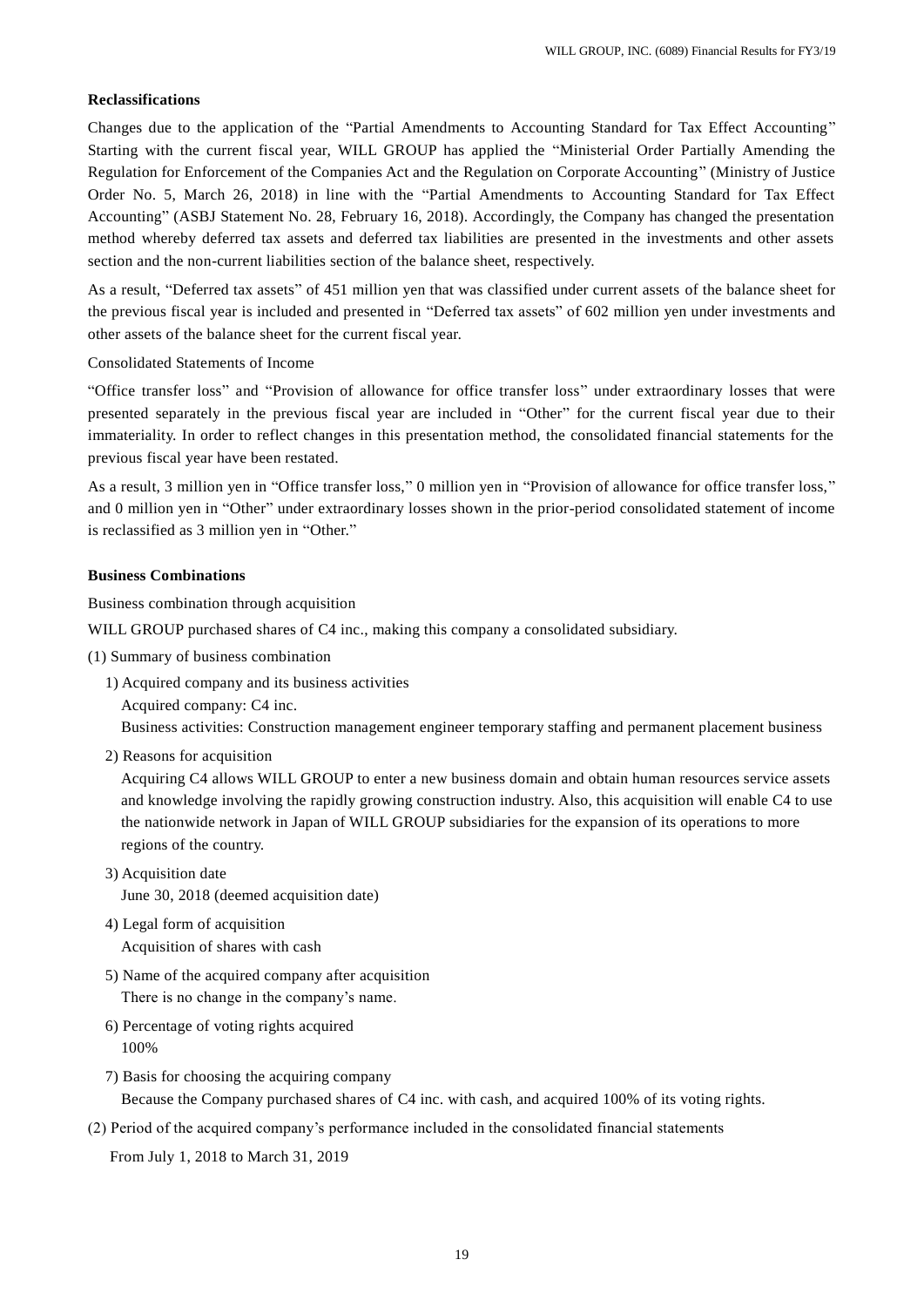**Reclassifications**

Changes due to the application of the "Partial Amendments to Accounting Standard for Tax Effect Accounting" Starting with the current fiscal year, WILL GROUP has applied the "Ministerial Order Partially Amending the Regulation for Enforcement of the Companies Act and the Regulation on Corporate Accounting" (Ministry of Justice Order No. 5, March 26, 2018) in line with the "Partial Amendments to Accounting Standard for Tax Effect Accounting" (ASBJ Statement No. 28, February 16, 2018). Accordingly, the Company has changed the presentation method whereby deferred tax assets and deferred tax liabilities are presented in the investments and other assets section and the non-current liabilities section of the balance sheet, respectively.

As a result, "Deferred tax assets" of 451 million yen that was classified under current assets of the balance sheet for the previous fiscal year is included and presented in "Deferred tax assets" of 602 million yen under investments and other assets of the balance sheet for the current fiscal year.

Consolidated Statements of Income

"Office transfer loss" and "Provision of allowance for office transfer loss" under extraordinary losses that were presented separately in the previous fiscal year are included in "Other" for the current fiscal year due to their immateriality. In order to reflect changes in this presentation method, the consolidated financial statements for the previous fiscal year have been restated.

As a result, 3 million yen in "Office transfer loss," 0 million yen in "Provision of allowance for office transfer loss," and 0 million yen in "Other" under extraordinary losses shown in the prior-period consolidated statement of income is reclassified as 3 million yen in "Other."

**Business Combinations**

Business combination through acquisition

WILL GROUP purchased shares of C4 inc., making this company a consolidated subsidiary.

(1) Summary of business combination

1) Acquired company and its business activities
   Acquired company: C4 inc.
   Business activities: Construction management engineer temporary staffing and permanent placement business

2) Reasons for acquisition
   Acquiring C4 allows WILL GROUP to enter a new business domain and obtain human resources service assets and knowledge involving the rapidly growing construction industry. Also, this acquisition will enable C4 to use the nationwide network in Japan of WILL GROUP subsidiaries for the expansion of its operations to more regions of the country.

3) Acquisition date
   June 30, 2018 (deemed acquisition date)

4) Legal form of acquisition
   Acquisition of shares with cash

5) Name of the acquired company after acquisition
   There is no change in the company's name.

6) Percentage of voting rights acquired
   100%

7) Basis for choosing the acquiring company
   Because the Company purchased shares of C4 inc. with cash, and acquired 100% of its voting rights.

(2) Period of the acquired company's performance included in the consolidated financial statements

From July 1, 2018 to March 31, 2019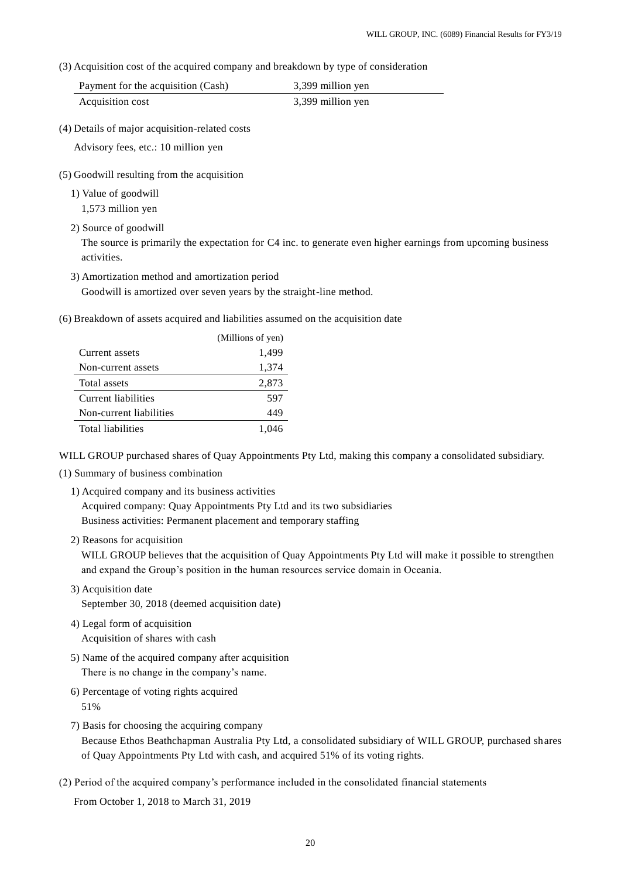(3) Acquisition cost of the acquired company and breakdown by type of consideration

| Payment for the acquisition (Cash) | 3,399 million yen |
|---|---|
| Acquisition cost | 3,399 million yen |

(4) Details of major acquisition-related costs

Advisory fees, etc.: 10 million yen

(5) Goodwill resulting from the acquisition

1) Value of goodwill

1,573 million yen

2) Source of goodwill

The source is primarily the expectation for C4 inc. to generate even higher earnings from upcoming business activities.

3) Amortization method and amortization period

Goodwill is amortized over seven years by the straight-line method.

(6) Breakdown of assets acquired and liabilities assumed on the acquisition date

| | (Millions of yen) |
|---|---|
| Current assets | 1,499 |
| Non-current assets | 1,374 |
| Total assets | 2,873 |
| Current liabilities | 597 |
| Non-current liabilities | 449 |
| Total liabilities | 1,046 |

WILL GROUP purchased shares of Quay Appointments Pty Ltd, making this company a consolidated subsidiary.

(1) Summary of business combination

1) Acquired company and its business activities

Acquired company: Quay Appointments Pty Ltd and its two subsidiaries

Business activities: Permanent placement and temporary staffing

2) Reasons for acquisition

WILL GROUP believes that the acquisition of Quay Appointments Pty Ltd will make it possible to strengthen and expand the Group's position in the human resources service domain in Oceania.

3) Acquisition date

September 30, 2018 (deemed acquisition date)

4) Legal form of acquisition

Acquisition of shares with cash

5) Name of the acquired company after acquisition

There is no change in the company's name.

6) Percentage of voting rights acquired

51%

7) Basis for choosing the acquiring company

Because Ethos Beathchapman Australia Pty Ltd, a consolidated subsidiary of WILL GROUP, purchased shares of Quay Appointments Pty Ltd with cash, and acquired 51% of its voting rights.

(2) Period of the acquired company's performance included in the consolidated financial statements

From October 1, 2018 to March 31, 2019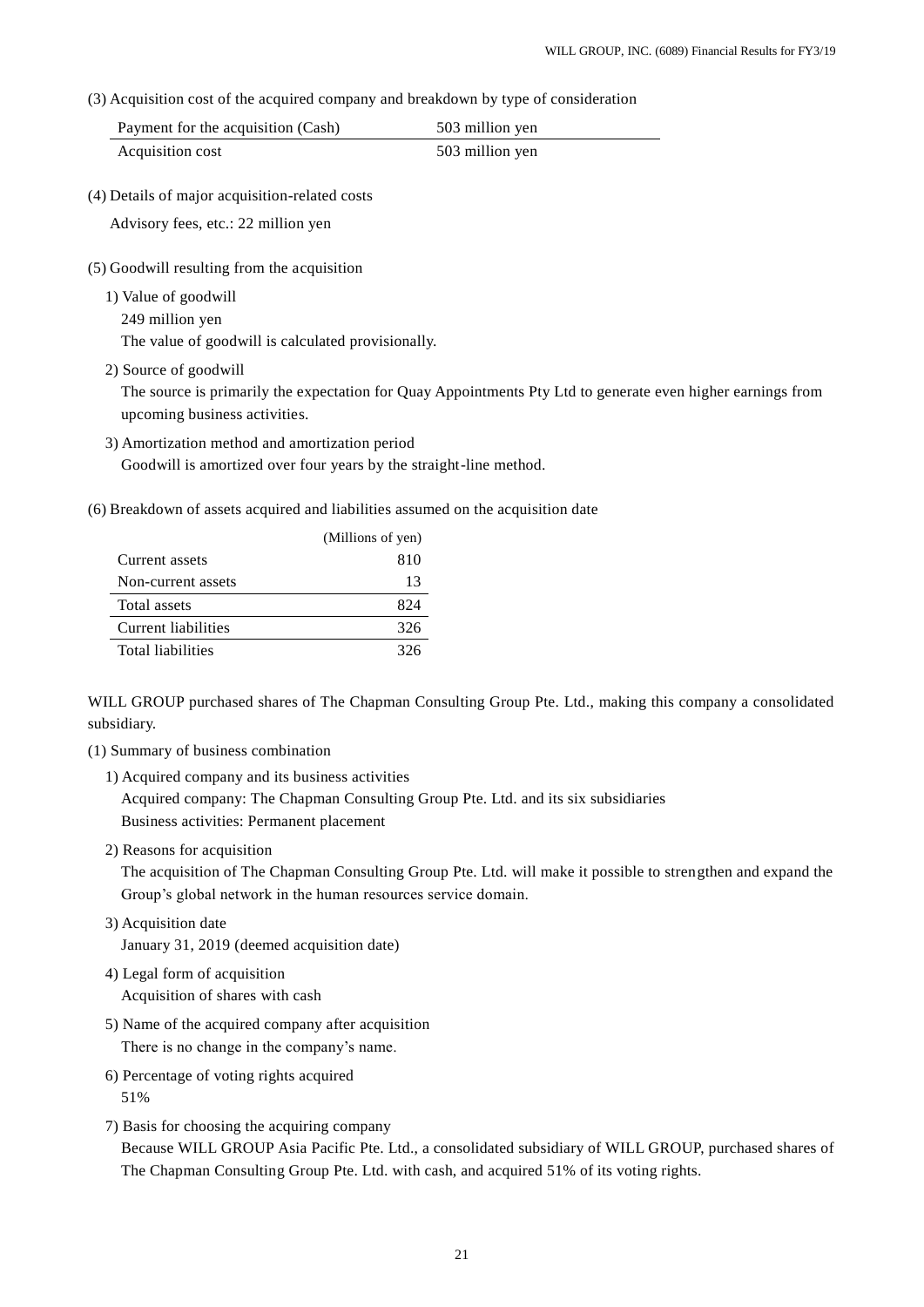(3) Acquisition cost of the acquired company and breakdown by type of consideration

| | |
|---|---|
| Payment for the acquisition (Cash) | 503 million yen |
| Acquisition cost | 503 million yen |

(4) Details of major acquisition-related costs

Advisory fees, etc.: 22 million yen

(5) Goodwill resulting from the acquisition

1) Value of goodwill

249 million yen

The value of goodwill is calculated provisionally.

2) Source of goodwill

The source is primarily the expectation for Quay Appointments Pty Ltd to generate even higher earnings from upcoming business activities.

3) Amortization method and amortization period

Goodwill is amortized over four years by the straight-line method.

(6) Breakdown of assets acquired and liabilities assumed on the acquisition date

| | (Millions of yen) |
|---|---|
| Current assets | 810 |
| Non-current assets | 13 |
| Total assets | 824 |
| Current liabilities | 326 |
| Total liabilities | 326 |

WILL GROUP purchased shares of The Chapman Consulting Group Pte. Ltd., making this company a consolidated subsidiary.

(1) Summary of business combination

1) Acquired company and its business activities

Acquired company: The Chapman Consulting Group Pte. Ltd. and its six subsidiaries

Business activities: Permanent placement

2) Reasons for acquisition

The acquisition of The Chapman Consulting Group Pte. Ltd. will make it possible to strengthen and expand the Group's global network in the human resources service domain.

3) Acquisition date

January 31, 2019 (deemed acquisition date)

4) Legal form of acquisition

Acquisition of shares with cash

5) Name of the acquired company after acquisition

There is no change in the company's name.

6) Percentage of voting rights acquired

51%

7) Basis for choosing the acquiring company

Because WILL GROUP Asia Pacific Pte. Ltd., a consolidated subsidiary of WILL GROUP, purchased shares of The Chapman Consulting Group Pte. Ltd. with cash, and acquired 51% of its voting rights.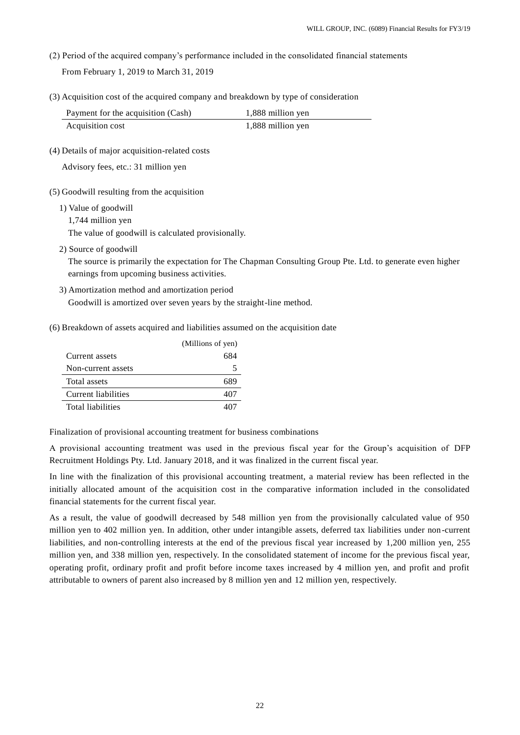(2) Period of the acquired company's performance included in the consolidated financial statements

From February 1, 2019 to March 31, 2019

(3) Acquisition cost of the acquired company and breakdown by type of consideration

| | |
|---|---|
| Payment for the acquisition (Cash) | 1,888 million yen |
| Acquisition cost | 1,888 million yen |

(4) Details of major acquisition-related costs

Advisory fees, etc.: 31 million yen

(5) Goodwill resulting from the acquisition

1) Value of goodwill

1,744 million yen

The value of goodwill is calculated provisionally.

2) Source of goodwill

The source is primarily the expectation for The Chapman Consulting Group Pte. Ltd. to generate even higher earnings from upcoming business activities.

3) Amortization method and amortization period

Goodwill is amortized over seven years by the straight-line method.

(6) Breakdown of assets acquired and liabilities assumed on the acquisition date

| | (Millions of yen) |
|---|---|
| Current assets | 684 |
| Non-current assets | 5 |
| Total assets | 689 |
| Current liabilities | 407 |
| Total liabilities | 407 |

Finalization of provisional accounting treatment for business combinations

A provisional accounting treatment was used in the previous fiscal year for the Group's acquisition of DFP Recruitment Holdings Pty. Ltd. January 2018, and it was finalized in the current fiscal year.

In line with the finalization of this provisional accounting treatment, a material review has been reflected in the initially allocated amount of the acquisition cost in the comparative information included in the consolidated financial statements for the current fiscal year.

As a result, the value of goodwill decreased by 548 million yen from the provisionally calculated value of 950 million yen to 402 million yen. In addition, other under intangible assets, deferred tax liabilities under non-current liabilities, and non-controlling interests at the end of the previous fiscal year increased by 1,200 million yen, 255 million yen, and 338 million yen, respectively. In the consolidated statement of income for the previous fiscal year, operating profit, ordinary profit and profit before income taxes increased by 4 million yen, and profit and profit attributable to owners of parent also increased by 8 million yen and 12 million yen, respectively.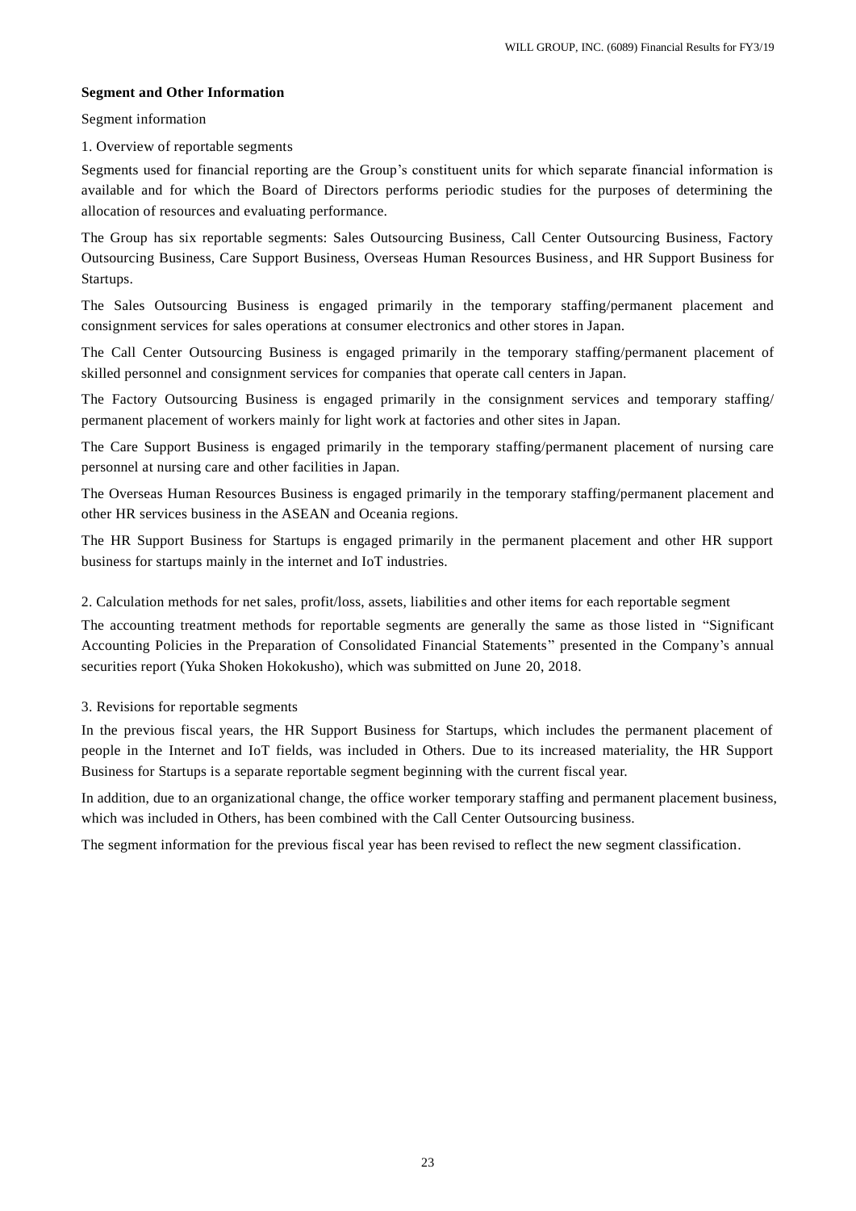**Segment and Other Information**

Segment information

1. Overview of reportable segments

Segments used for financial reporting are the Group's constituent units for which separate financial information is available and for which the Board of Directors performs periodic studies for the purposes of determining the allocation of resources and evaluating performance.

The Group has six reportable segments: Sales Outsourcing Business, Call Center Outsourcing Business, Factory Outsourcing Business, Care Support Business, Overseas Human Resources Business, and HR Support Business for Startups.

The Sales Outsourcing Business is engaged primarily in the temporary staffing/permanent placement and consignment services for sales operations at consumer electronics and other stores in Japan.

The Call Center Outsourcing Business is engaged primarily in the temporary staffing/permanent placement of skilled personnel and consignment services for companies that operate call centers in Japan.

The Factory Outsourcing Business is engaged primarily in the consignment services and temporary staffing/ permanent placement of workers mainly for light work at factories and other sites in Japan.

The Care Support Business is engaged primarily in the temporary staffing/permanent placement of nursing care personnel at nursing care and other facilities in Japan.

The Overseas Human Resources Business is engaged primarily in the temporary staffing/permanent placement and other HR services business in the ASEAN and Oceania regions.

The HR Support Business for Startups is engaged primarily in the permanent placement and other HR support business for startups mainly in the internet and IoT industries.

2. Calculation methods for net sales, profit/loss, assets, liabilities and other items for each reportable segment

The accounting treatment methods for reportable segments are generally the same as those listed in "Significant Accounting Policies in the Preparation of Consolidated Financial Statements" presented in the Company's annual securities report (Yuka Shoken Hokokusho), which was submitted on June 20, 2018.

3. Revisions for reportable segments

In the previous fiscal years, the HR Support Business for Startups, which includes the permanent placement of people in the Internet and IoT fields, was included in Others. Due to its increased materiality, the HR Support Business for Startups is a separate reportable segment beginning with the current fiscal year.

In addition, due to an organizational change, the office worker temporary staffing and permanent placement business, which was included in Others, has been combined with the Call Center Outsourcing business.

The segment information for the previous fiscal year has been revised to reflect the new segment classification.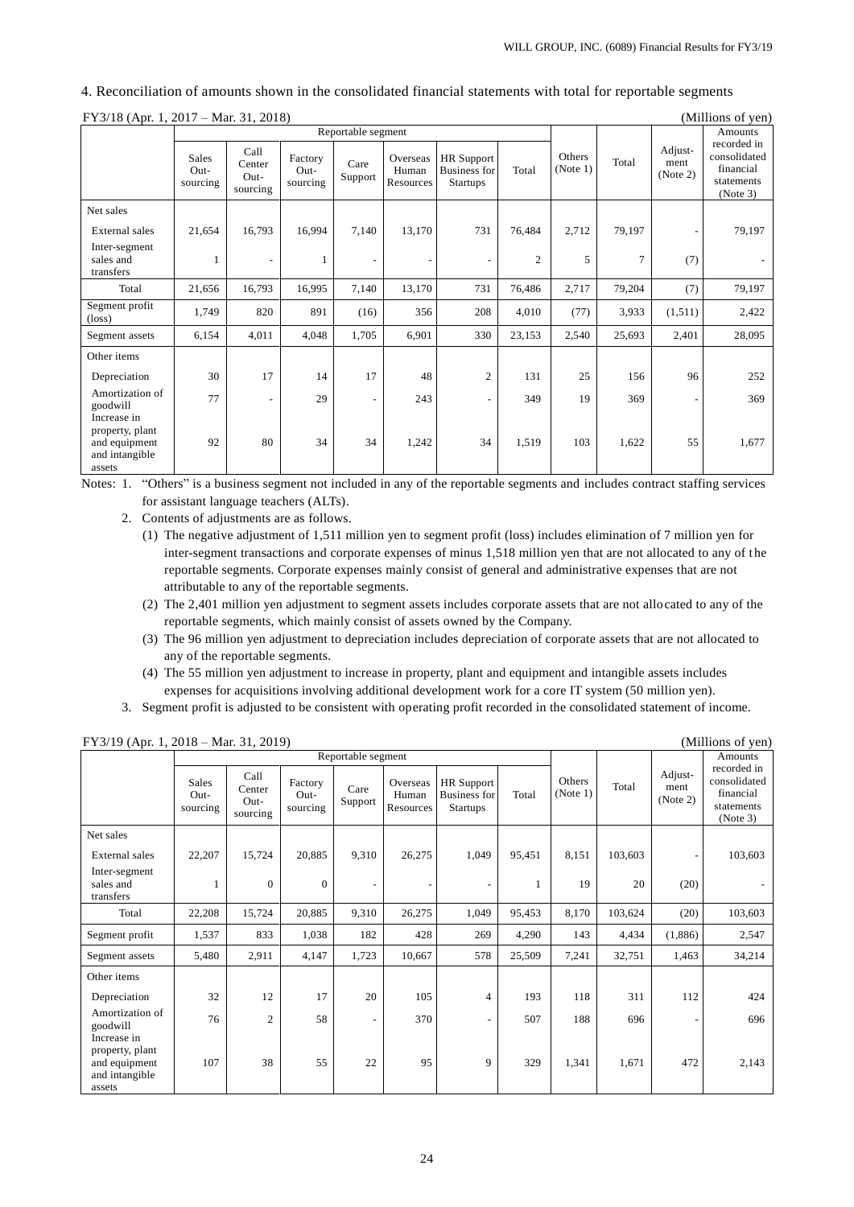## 4. Reconciliation of amounts shown in the consolidated financial statements with total for reportable segments

FY3/18 (Apr. 1, 2017 – Mar. 31, 2018) (Millions of yen)

| | Reportable segment | | | | | | | Others (Note 1) | Total | Adjust-ment (Note 2) | Amounts recorded in consolidated financial statements (Note 3) |
|---|---|---|---|---|---|---|---|---|---|---|---|
| | Sales Out-sourcing | Call Center Out-sourcing | Factory Out-sourcing | Care Support | Overseas Human Resources | HR Support Business for Startups | Total | | | | |
| Net sales | | | | | | | | | | | |
| External sales | 21,654 | 16,793 | 16,994 | 7,140 | 13,170 | 731 | 76,484 | 2,712 | 79,197 | - | 79,197 |
| Inter-segment sales and transfers | 1 | - | 1 | - | - | - | 2 | 5 | 7 | (7) | - |
| Total | 21,656 | 16,793 | 16,995 | 7,140 | 13,170 | 731 | 76,486 | 2,717 | 79,204 | (7) | 79,197 |
| Segment profit (loss) | 1,749 | 820 | 891 | (16) | 356 | 208 | 4,010 | (77) | 3,933 | (1,511) | 2,422 |
| Segment assets | 6,154 | 4,011 | 4,048 | 1,705 | 6,901 | 330 | 23,153 | 2,540 | 25,693 | 2,401 | 28,095 |
| Other items | | | | | | | | | | | |
| Depreciation | 30 | 17 | 14 | 17 | 48 | 2 | 131 | 25 | 156 | 96 | 252 |
| Amortization of goodwill | 77 | - | 29 | - | 243 | - | 349 | 19 | 369 | - | 369 |
| Increase in property, plant and equipment and intangible assets | 92 | 80 | 34 | 34 | 1,242 | 34 | 1,519 | 103 | 1,622 | 55 | 1,677 |

Notes: 1. "Others" is a business segment not included in any of the reportable segments and includes contract staffing services for assistant language teachers (ALTs).

2. Contents of adjustments are as follows.

(1) The negative adjustment of 1,511 million yen to segment profit (loss) includes elimination of 7 million yen for inter-segment transactions and corporate expenses of minus 1,518 million yen that are not allocated to any of the reportable segments. Corporate expenses mainly consist of general and administrative expenses that are not attributable to any of the reportable segments.

(2) The 2,401 million yen adjustment to segment assets includes corporate assets that are not allocated to any of the reportable segments, which mainly consist of assets owned by the Company.

(3) The 96 million yen adjustment to depreciation includes depreciation of corporate assets that are not allocated to any of the reportable segments.

(4) The 55 million yen adjustment to increase in property, plant and equipment and intangible assets includes expenses for acquisitions involving additional development work for a core IT system (50 million yen).

3. Segment profit is adjusted to be consistent with operating profit recorded in the consolidated statement of income.

FY3/19 (Apr. 1, 2018 – Mar. 31, 2019) (Millions of yen)

| | Reportable segment | | | | | | | Others (Note 1) | Total | Adjust-ment (Note 2) | Amounts recorded in consolidated financial statements (Note 3) |
|---|---|---|---|---|---|---|---|---|---|---|---|
| | Sales Out-sourcing | Call Center Out-sourcing | Factory Out-sourcing | Care Support | Overseas Human Resources | HR Support Business for Startups | Total | | | | |
| Net sales | | | | | | | | | | | |
| External sales | 22,207 | 15,724 | 20,885 | 9,310 | 26,275 | 1,049 | 95,451 | 8,151 | 103,603 | - | 103,603 |
| Inter-segment sales and transfers | 1 | 0 | 0 | - | - | - | 1 | 19 | 20 | (20) | - |
| Total | 22,208 | 15,724 | 20,885 | 9,310 | 26,275 | 1,049 | 95,453 | 8,170 | 103,624 | (20) | 103,603 |
| Segment profit | 1,537 | 833 | 1,038 | 182 | 428 | 269 | 4,290 | 143 | 4,434 | (1,886) | 2,547 |
| Segment assets | 5,480 | 2,911 | 4,147 | 1,723 | 10,667 | 578 | 25,509 | 7,241 | 32,751 | 1,463 | 34,214 |
| Other items | | | | | | | | | | | |
| Depreciation | 32 | 12 | 17 | 20 | 105 | 4 | 193 | 118 | 311 | 112 | 424 |
| Amortization of goodwill | 76 | 2 | 58 | - | 370 | - | 507 | 188 | 696 | - | 696 |
| Increase in property, plant and equipment and intangible assets | 107 | 38 | 55 | 22 | 95 | 9 | 329 | 1,341 | 1,671 | 472 | 2,143 |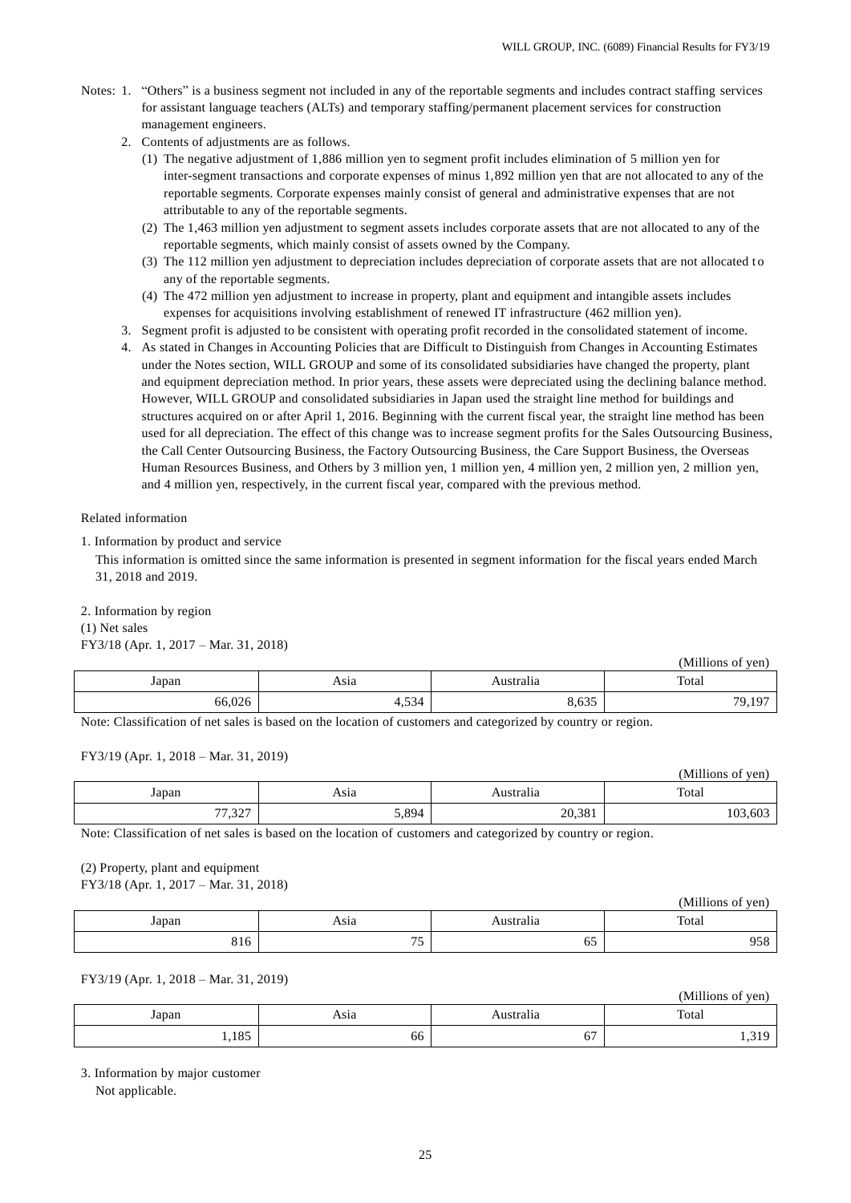Notes: 1. “Others” is a business segment not included in any of the reportable segments and includes contract staffing services for assistant language teachers (ALTs) and temporary staffing/permanent placement services for construction management engineers.

2. Contents of adjustments are as follows.

(1) The negative adjustment of 1,886 million yen to segment profit includes elimination of 5 million yen for inter-segment transactions and corporate expenses of minus 1,892 million yen that are not allocated to any of the reportable segments. Corporate expenses mainly consist of general and administrative expenses that are not attributable to any of the reportable segments.

(2) The 1,463 million yen adjustment to segment assets includes corporate assets that are not allocated to any of the reportable segments, which mainly consist of assets owned by the Company.

(3) The 112 million yen adjustment to depreciation includes depreciation of corporate assets that are not allocated to any of the reportable segments.

(4) The 472 million yen adjustment to increase in property, plant and equipment and intangible assets includes expenses for acquisitions involving establishment of renewed IT infrastructure (462 million yen).

3. Segment profit is adjusted to be consistent with operating profit recorded in the consolidated statement of income.

4. As stated in Changes in Accounting Policies that are Difficult to Distinguish from Changes in Accounting Estimates under the Notes section, WILL GROUP and some of its consolidated subsidiaries have changed the property, plant and equipment depreciation method. In prior years, these assets were depreciated using the declining balance method. However, WILL GROUP and consolidated subsidiaries in Japan used the straight line method for buildings and structures acquired on or after April 1, 2016. Beginning with the current fiscal year, the straight line method has been used for all depreciation. The effect of this change was to increase segment profits for the Sales Outsourcing Business, the Call Center Outsourcing Business, the Factory Outsourcing Business, the Care Support Business, the Overseas Human Resources Business, and Others by 3 million yen, 1 million yen, 4 million yen, 2 million yen, 2 million yen, and 4 million yen, respectively, in the current fiscal year, compared with the previous method.

Related information

1. Information by product and service

This information is omitted since the same information is presented in segment information for the fiscal years ended March 31, 2018 and 2019.

2. Information by region

(1) Net sales

FY3/18 (Apr. 1, 2017 – Mar. 31, 2018)

(Millions of yen)

| Japan | Asia | Australia | Total |
|---|---|---|---|
| 66,026 | 4,534 | 8,635 | 79,197 |

Note: Classification of net sales is based on the location of customers and categorized by country or region.

FY3/19 (Apr. 1, 2018 – Mar. 31, 2019)

(Millions of yen)

| Japan | Asia | Australia | Total |
|---|---|---|---|
| 77,327 | 5,894 | 20,381 | 103,603 |

Note: Classification of net sales is based on the location of customers and categorized by country or region.

(2) Property, plant and equipment

FY3/18 (Apr. 1, 2017 – Mar. 31, 2018)

(Millions of yen)

| Japan | Asia | Australia | Total |
|---|---|---|---|
| 816 | 75 | 65 | 958 |

FY3/19 (Apr. 1, 2018 – Mar. 31, 2019)

(Millions of yen)

| Japan | Asia | Australia | Total |
|---|---|---|---|
| 1,185 | 66 | 67 | 1,319 |

3. Information by major customer

Not applicable.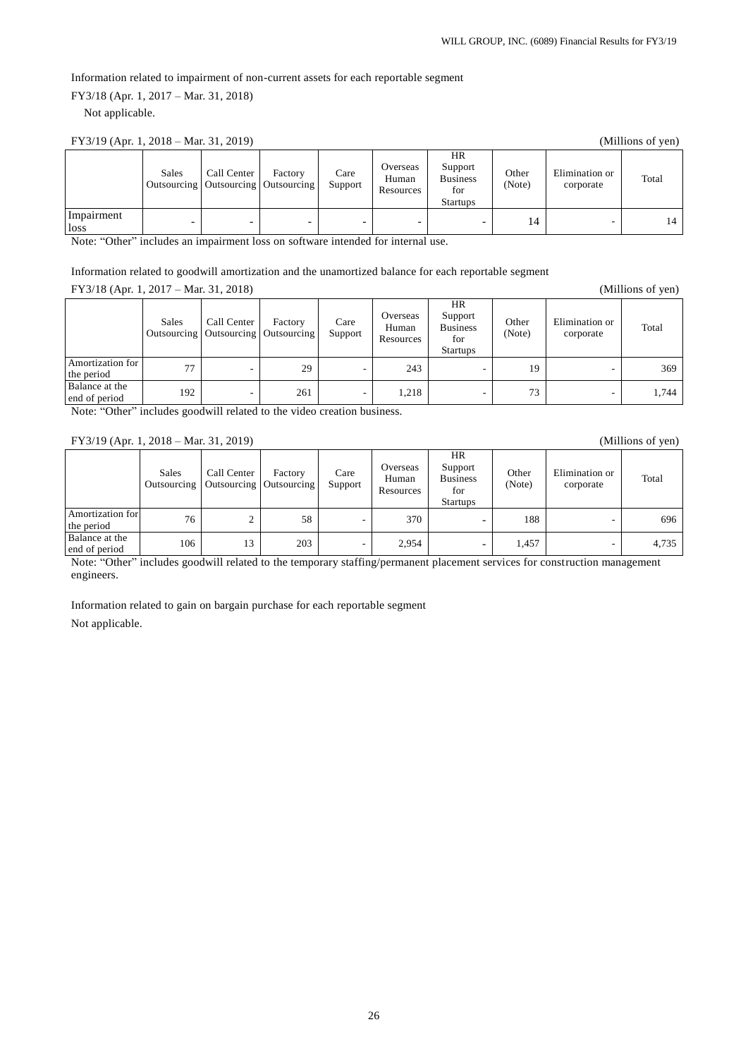Information related to impairment of non-current assets for each reportable segment

FY3/18 (Apr. 1, 2017 – Mar. 31, 2018)

Not applicable.

FY3/19 (Apr. 1, 2018 – Mar. 31, 2019) (Millions of yen)

| | Sales Outsourcing | Call Center Outsourcing | Factory Outsourcing | Care Support | Overseas Human Resources | HR Support Business for Startups | Other (Note) | Elimination or corporate | Total |
|---|---|---|---|---|---|---|---|---|---|
| Impairment loss | - | - | - | - | - | - | 14 | - | 14 |

Note: "Other" includes an impairment loss on software intended for internal use.

Information related to goodwill amortization and the unamortized balance for each reportable segment

FY3/18 (Apr. 1, 2017 – Mar. 31, 2018) (Millions of yen)

| | Sales Outsourcing | Call Center Outsourcing | Factory Outsourcing | Care Support | Overseas Human Resources | HR Support Business for Startups | Other (Note) | Elimination or corporate | Total |
|---|---|---|---|---|---|---|---|---|---|
| Amortization for the period | 77 | - | 29 | - | 243 | - | 19 | - | 369 |
| Balance at the end of period | 192 | - | 261 | - | 1,218 | - | 73 | - | 1,744 |

Note: "Other" includes goodwill related to the video creation business.

FY3/19 (Apr. 1, 2018 – Mar. 31, 2019) (Millions of yen)

| | Sales Outsourcing | Call Center Outsourcing | Factory Outsourcing | Care Support | Overseas Human Resources | HR Support Business for Startups | Other (Note) | Elimination or corporate | Total |
|---|---|---|---|---|---|---|---|---|---|
| Amortization for the period | 76 | 2 | 58 | - | 370 | - | 188 | - | 696 |
| Balance at the end of period | 106 | 13 | 203 | - | 2,954 | - | 1,457 | - | 4,735 |

Note: "Other" includes goodwill related to the temporary staffing/permanent placement services for construction management engineers.

Information related to gain on bargain purchase for each reportable segment

Not applicable.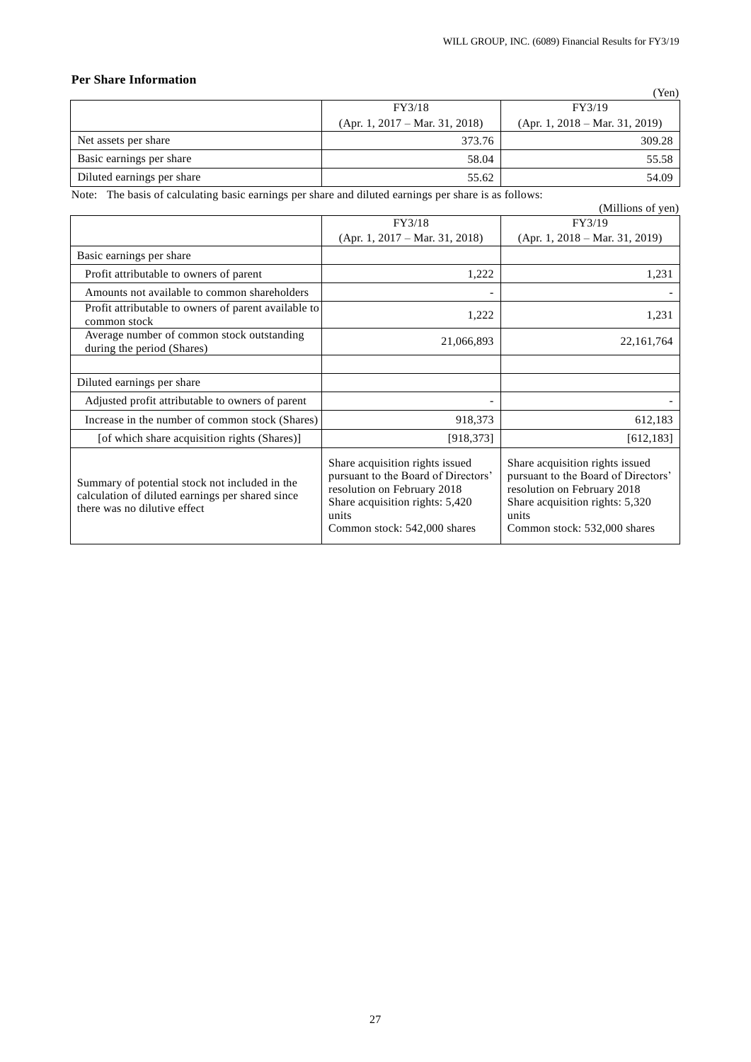## Per Share Information

(Yen)

| | FY3/18<br>(Apr. 1, 2017 – Mar. 31, 2018) | FY3/19<br>(Apr. 1, 2018 – Mar. 31, 2019) |
|---|---|---|
| Net assets per share | 373.76 | 309.28 |
| Basic earnings per share | 58.04 | 55.58 |
| Diluted earnings per share | 55.62 | 54.09 |

Note: The basis of calculating basic earnings per share and diluted earnings per share is as follows:

(Millions of yen)

| | FY3/18<br>(Apr. 1, 2017 – Mar. 31, 2018) | FY3/19<br>(Apr. 1, 2018 – Mar. 31, 2019) |
|---|---|---|
| Basic earnings per share | | |
| Profit attributable to owners of parent | 1,222 | 1,231 |
| Amounts not available to common shareholders | - | - |
| Profit attributable to owners of parent available to common stock | 1,222 | 1,231 |
| Average number of common stock outstanding during the period (Shares) | 21,066,893 | 22,161,764 |
| | | |
| Diluted earnings per share | | |
| Adjusted profit attributable to owners of parent | - | - |
| Increase in the number of common stock (Shares) | 918,373 | 612,183 |
| [of which share acquisition rights (Shares)] | [918,373] | [612,183] |
| Summary of potential stock not included in the calculation of diluted earnings per shared since there was no dilutive effect | Share acquisition rights issued pursuant to the Board of Directors' resolution on February 2018<br>Share acquisition rights: 5,420 units<br>Common stock: 542,000 shares | Share acquisition rights issued pursuant to the Board of Directors' resolution on February 2018<br>Share acquisition rights: 5,320 units<br>Common stock: 532,000 shares |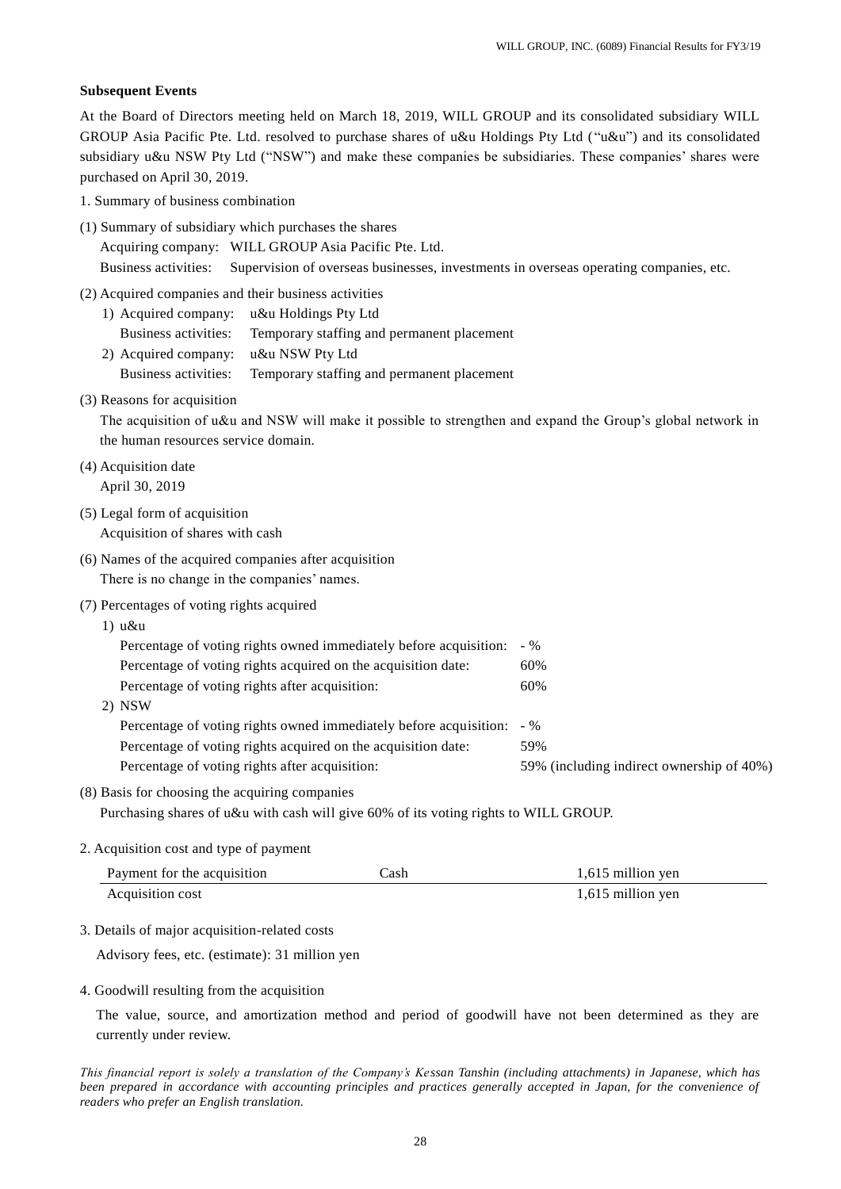**Subsequent Events**

At the Board of Directors meeting held on March 18, 2019, WILL GROUP and its consolidated subsidiary WILL GROUP Asia Pacific Pte. Ltd. resolved to purchase shares of u&u Holdings Pty Ltd ("u&u") and its consolidated subsidiary u&u NSW Pty Ltd ("NSW") and make these companies be subsidiaries. These companies' shares were purchased on April 30, 2019.

1. Summary of business combination

(1) Summary of subsidiary which purchases the shares

Acquiring company: WILL GROUP Asia Pacific Pte. Ltd.

Business activities: Supervision of overseas businesses, investments in overseas operating companies, etc.

(2) Acquired companies and their business activities

1) Acquired company: u&u Holdings Pty Ltd

Business activities: Temporary staffing and permanent placement

2) Acquired company: u&u NSW Pty Ltd

Business activities: Temporary staffing and permanent placement

(3) Reasons for acquisition

The acquisition of u&u and NSW will make it possible to strengthen and expand the Group's global network in the human resources service domain.

(4) Acquisition date

April 30, 2019

(5) Legal form of acquisition

Acquisition of shares with cash

(6) Names of the acquired companies after acquisition

There is no change in the companies' names.

(7) Percentages of voting rights acquired

1) u&u

| | |
|---|---|
| Percentage of voting rights owned immediately before acquisition: | - % |
| Percentage of voting rights acquired on the acquisition date: | 60% |
| Percentage of voting rights after acquisition: | 60% |

2) NSW

| | |
|---|---|
| Percentage of voting rights owned immediately before acquisition: | - % |
| Percentage of voting rights acquired on the acquisition date: | 59% |
| Percentage of voting rights after acquisition: | 59% (including indirect ownership of 40%) |

(8) Basis for choosing the acquiring companies

Purchasing shares of u&u with cash will give 60% of its voting rights to WILL GROUP.

2. Acquisition cost and type of payment

| | | |
|---|---|---|
| Payment for the acquisition | Cash | 1,615 million yen |
| Acquisition cost | | 1,615 million yen |

3. Details of major acquisition-related costs

Advisory fees, etc. (estimate): 31 million yen

4. Goodwill resulting from the acquisition

The value, source, and amortization method and period of goodwill have not been determined as they are currently under review.

*This financial report is solely a translation of the Company's Kessan Tanshin (including attachments) in Japanese, which has been prepared in accordance with accounting principles and practices generally accepted in Japan, for the convenience of readers who prefer an English translation.*